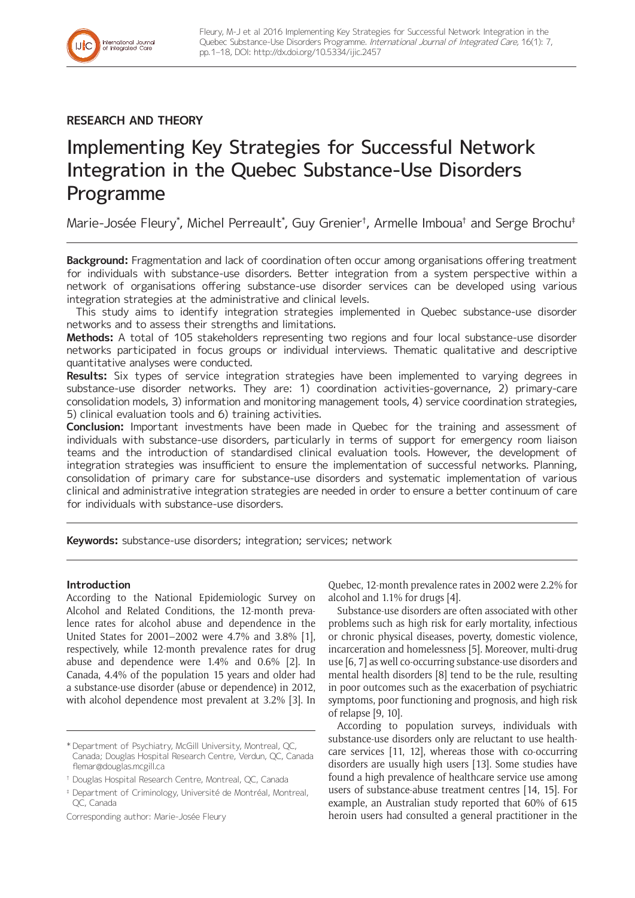RESEARCH AND THEORY

# Implementing Key Strategies for Successful Network Integration in the Quebec Substance-Use Disorders Programme

Marie-Josée Fleury[*], Michel Perreault[*], Guy Grenier[†], Armelle Imboua[†] and Serge Brochu[‡]

**Background:** Fragmentation and lack of coordination often occur among organisations offering treatment for individuals with substance-use disorders. Better integration from a system perspective within a network of organisations offering substance-use disorder services can be developed using various integration strategies at the administrative and clinical levels.

This study aims to identify integration strategies implemented in Quebec substance-use disorder networks and to assess their strengths and limitations.

**Methods:** A total of 105 stakeholders representing two regions and four local substance-use disorder networks participated in focus groups or individual interviews. Thematic qualitative and descriptive quantitative analyses were conducted.

**Results:** Six types of service integration strategies have been implemented to varying degrees in substance-use disorder networks. They are: 1) coordination activities-governance, 2) primary-care consolidation models, 3) information and monitoring management tools, 4) service coordination strategies, 5) clinical evaluation tools and 6) training activities.

**Conclusion:** Important investments have been made in Quebec for the training and assessment of individuals with substance-use disorders, particularly in terms of support for emergency room liaison teams and the introduction of standardised clinical evaluation tools. However, the development of integration strategies was insufficient to ensure the implementation of successful networks. Planning, consolidation of primary care for substance-use disorders and systematic implementation of various clinical and administrative integration strategies are needed in order to ensure a better continuum of care for individuals with substance-use disorders.

**Keywords:** substance-use disorders; integration; services; network

## Introduction

According to the National Epidemiologic Survey on Alcohol and Related Conditions, the 12-month prevalence rates for alcohol abuse and dependence in the United States for 2001–2002 were 4.7% and 3.8% [1], respectively, while 12-month prevalence rates for drug abuse and dependence were 1.4% and 0.6% [2]. In Canada, 4.4% of the population 15 years and older had a substance-use disorder (abuse or dependence) in 2012, with alcohol dependence most prevalent at 3.2% [3]. In Quebec, 12-month prevalence rates in 2002 were 2.2% for alcohol and 1.1% for drugs [4].

Substance-use disorders are often associated with other problems such as high risk for early mortality, infectious or chronic physical diseases, poverty, domestic violence, incarceration and homelessness [5]. Moreover, multi-drug use [6, 7] as well co-occurring substance-use disorders and mental health disorders [8] tend to be the rule, resulting in poor outcomes such as the exacerbation of psychiatric symptoms, poor functioning and prognosis, and high risk of relapse [9, 10].

According to population surveys, individuals with substance-use disorders only are reluctant to use health-care services [11, 12], whereas those with co-occurring disorders are usually high users [13]. Some studies have found a high prevalence of healthcare service use among users of substance-abuse treatment centres [14, 15]. For example, an Australian study reported that 60% of 615 heroin users had consulted a general practitioner in the

[*] Department of Psychiatry, McGill University, Montreal, QC, Canada; Douglas Hospital Research Centre, Verdun, QC, Canada flemar@douglas.mcgill.ca

[†] Douglas Hospital Research Centre, Montreal, QC, Canada

[‡] Department of Criminology, Université de Montréal, Montreal, QC, Canada

Corresponding author: Marie-Josée Fleury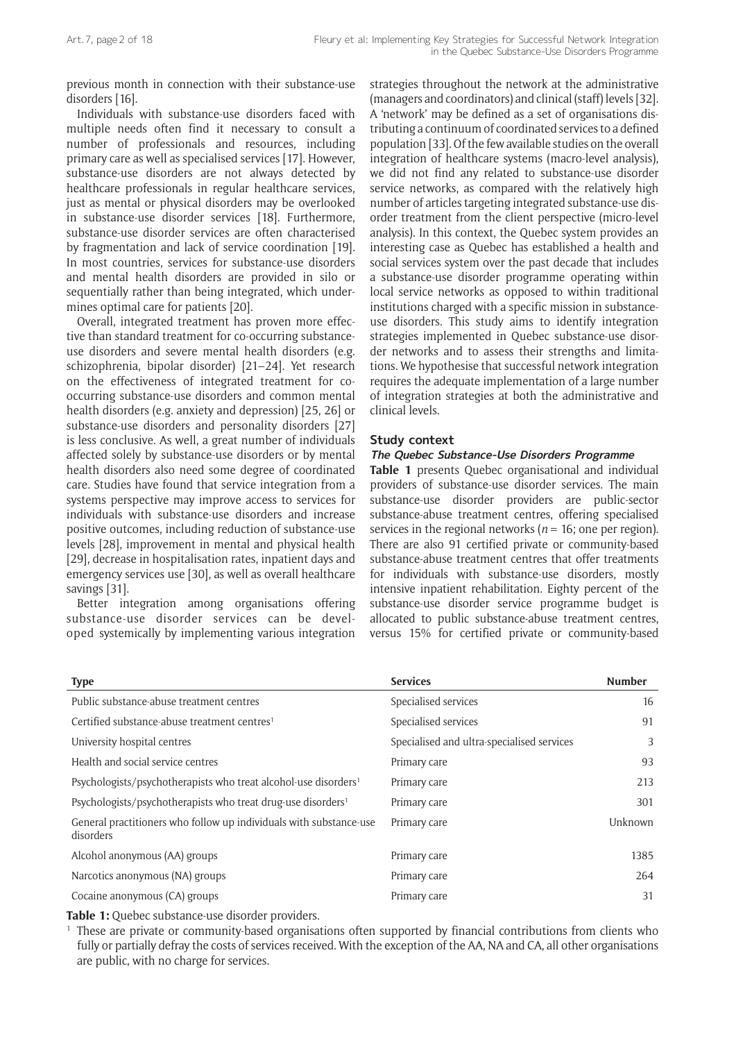previous month in connection with their substance-use disorders [16].

Individuals with substance-use disorders faced with multiple needs often find it necessary to consult a number of professionals and resources, including primary care as well as specialised services [17]. However, substance-use disorders are not always detected by healthcare professionals in regular healthcare services, just as mental or physical disorders may be overlooked in substance-use disorder services [18]. Furthermore, substance-use disorder services are often characterised by fragmentation and lack of service coordination [19]. In most countries, services for substance-use disorders and mental health disorders are provided in silo or sequentially rather than being integrated, which undermines optimal care for patients [20].

Overall, integrated treatment has proven more effective than standard treatment for co-occurring substance-use disorders and severe mental health disorders (e.g. schizophrenia, bipolar disorder) [21–24]. Yet research on the effectiveness of integrated treatment for co-occurring substance-use disorders and common mental health disorders (e.g. anxiety and depression) [25, 26] or substance-use disorders and personality disorders [27] is less conclusive. As well, a great number of individuals affected solely by substance-use disorders or by mental health disorders also need some degree of coordinated care. Studies have found that service integration from a systems perspective may improve access to services for individuals with substance-use disorders and increase positive outcomes, including reduction of substance-use levels [28], improvement in mental and physical health [29], decrease in hospitalisation rates, inpatient days and emergency services use [30], as well as overall healthcare savings [31].

Better integration among organisations offering substance-use disorder services can be developed systemically by implementing various integration strategies throughout the network at the administrative (managers and coordinators) and clinical (staff) levels [32]. A 'network' may be defined as a set of organisations distributing a continuum of coordinated services to a defined population [33]. Of the few available studies on the overall integration of healthcare systems (macro-level analysis), we did not find any related to substance-use disorder service networks, as compared with the relatively high number of articles targeting integrated substance-use disorder treatment from the client perspective (micro-level analysis). In this context, the Quebec system provides an interesting case as Quebec has established a health and social services system over the past decade that includes a substance-use disorder programme operating within local service networks as opposed to within traditional institutions charged with a specific mission in substance-use disorders. This study aims to identify integration strategies implemented in Quebec substance-use disorder networks and to assess their strengths and limitations. We hypothesise that successful network integration requires the adequate implementation of a large number of integration strategies at both the administrative and clinical levels.

## Study context

### *The Quebec Substance-Use Disorders Programme*

**Table 1** presents Quebec organisational and individual providers of substance-use disorder services. The main substance-use disorder providers are public-sector substance-abuse treatment centres, offering specialised services in the regional networks ($n = 16$; one per region). There are also 91 certified private or community-based substance-abuse treatment centres that offer treatments for individuals with substance-use disorders, mostly intensive inpatient rehabilitation. Eighty percent of the substance-use disorder service programme budget is allocated to public substance-abuse treatment centres, versus 15% for certified private or community-based

| Type | Services | Number |
|---|---|---|
| Public substance-abuse treatment centres | Specialised services | 16 |
| Certified substance-abuse treatment centres[1] | Specialised services | 91 |
| University hospital centres | Specialised and ultra-specialised services | 3 |
| Health and social service centres | Primary care | 93 |
| Psychologists/psychotherapists who treat alcohol-use disorders[1] | Primary care | 213 |
| Psychologists/psychotherapists who treat drug-use disorders[1] | Primary care | 301 |
| General practitioners who follow up individuals with substance-use disorders | Primary care | Unknown |
| Alcohol anonymous (AA) groups | Primary care | 1385 |
| Narcotics anonymous (NA) groups | Primary care | 264 |
| Cocaine anonymous (CA) groups | Primary care | 31 |

**Table 1:** Quebec substance-use disorder providers.

[1] These are private or community-based organisations often supported by financial contributions from clients who fully or partially defray the costs of services received. With the exception of the AA, NA and CA, all other organisations are public, with no charge for services.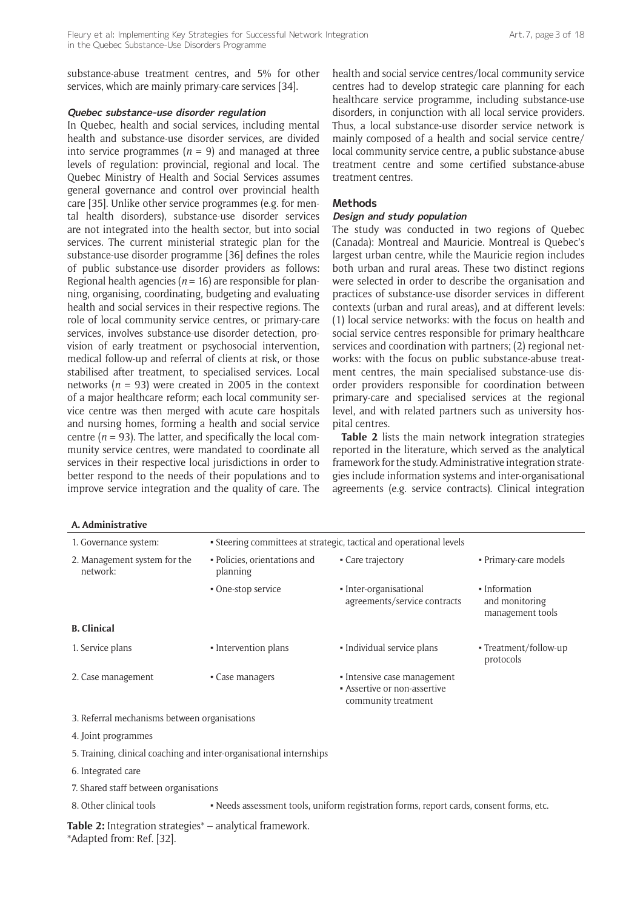substance-abuse treatment centres, and 5% for other services, which are mainly primary-care services [34].

### *Quebec substance-use disorder regulation*

In Quebec, health and social services, including mental health and substance-use disorder services, are divided into service programmes ($n$ = 9) and managed at three levels of regulation: provincial, regional and local. The Quebec Ministry of Health and Social Services assumes general governance and control over provincial health care [35]. Unlike other service programmes (e.g. for mental health disorders), substance-use disorder services are not integrated into the health sector, but into social services. The current ministerial strategic plan for the substance-use disorder programme [36] defines the roles of public substance-use disorder providers as follows: Regional health agencies ($n$ = 16) are responsible for planning, organising, coordinating, budgeting and evaluating health and social services in their respective regions. The role of local community service centres, or primary-care services, involves substance-use disorder detection, provision of early treatment or psychosocial intervention, medical follow-up and referral of clients at risk, or those stabilised after treatment, to specialised services. Local networks ($n$ = 93) were created in 2005 in the context of a major healthcare reform; each local community service centre was then merged with acute care hospitals and nursing homes, forming a health and social service centre ($n$ = 93). The latter, and specifically the local community service centres, were mandated to coordinate all services in their respective local jurisdictions in order to better respond to the needs of their populations and to improve service integration and the quality of care. The health and social service centres/local community service centres had to develop strategic care planning for each healthcare service programme, including substance-use disorders, in conjunction with all local service providers. Thus, a local substance-use disorder service network is mainly composed of a health and social service centre/local community service centre, a public substance-abuse treatment centre and some certified substance-abuse treatment centres.

## Methods

### *Design and study population*

The study was conducted in two regions of Quebec (Canada): Montreal and Mauricie. Montreal is Quebec's largest urban centre, while the Mauricie region includes both urban and rural areas. These two distinct regions were selected in order to describe the organisation and practices of substance-use disorder services in different contexts (urban and rural areas), and at different levels: (1) local service networks: with the focus on health and social service centres responsible for primary healthcare services and coordination with partners; (2) regional networks: with the focus on public substance-abuse treatment centres, the main specialised substance-use disorder providers responsible for coordination between primary-care and specialised services at the regional level, and with related partners such as university hospital centres.

**Table 2** lists the main network integration strategies reported in the literature, which served as the analytical framework for the study. Administrative integration strategies include information systems and inter-organisational agreements (e.g. service contracts). Clinical integration

| **A. Administrative** | | | |
|---|---|---|---|
| 1. Governance system: | ▪ Steering committees at strategic, tactical and operational levels | | |
| 2. Management system for the network: | ▪ Policies, orientations and planning | ▪ Care trajectory | ▪ Primary-care models |
| | ▪ One-stop service | ▪ Inter-organisational agreements/service contracts | ▪ Information and monitoring management tools |
| **B. Clinical** | | | |
| 1. Service plans | ▪ Intervention plans | ▪ Individual service plans | ▪ Treatment/follow-up protocols |
| 2. Case management | ▪ Case managers | ▪ Intensive case management<br>▪ Assertive or non-assertive community treatment | |
| 3. Referral mechanisms between organisations | | | |
| 4. Joint programmes | | | |
| 5. Training, clinical coaching and inter-organisational internships | | | |
| 6. Integrated care | | | |
| 7. Shared staff between organisations | | | |
| 8. Other clinical tools | ▪ Needs assessment tools, uniform registration forms, report cards, consent forms, etc. | | |

**Table 2:** Integration strategies* – analytical framework.
*Adapted from: Ref. [32].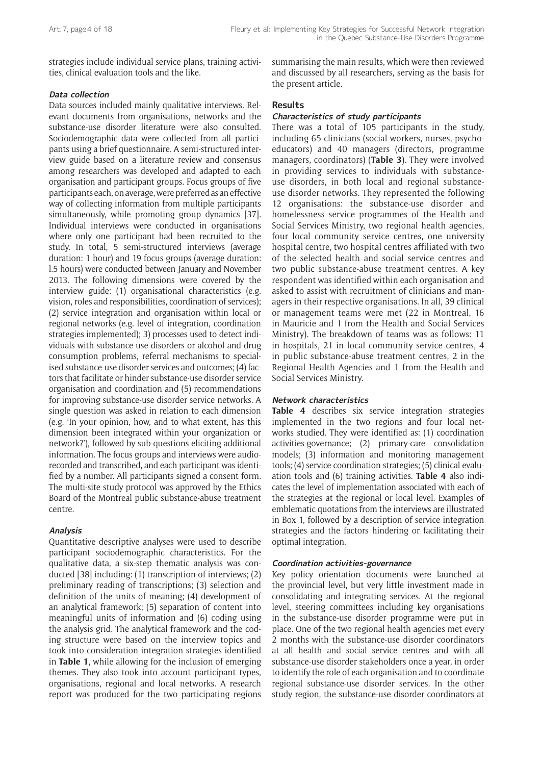strategies include individual service plans, training activities, clinical evaluation tools and the like.

### Data collection

Data sources included mainly qualitative interviews. Relevant documents from organisations, networks and the substance-use disorder literature were also consulted. Sociodemographic data were collected from all participants using a brief questionnaire. A semi-structured interview guide based on a literature review and consensus among researchers was developed and adapted to each organisation and participant groups. Focus groups of five participants each, on average, were preferred as an effective way of collecting information from multiple participants simultaneously, while promoting group dynamics [37]. Individual interviews were conducted in organisations where only one participant had been recruited to the study. In total, 5 semi-structured interviews (average duration: 1 hour) and 19 focus groups (average duration: l.5 hours) were conducted between January and November 2013. The following dimensions were covered by the interview guide: (1) organisational characteristics (e.g. vision, roles and responsibilities, coordination of services); (2) service integration and organisation within local or regional networks (e.g. level of integration, coordination strategies implemented); 3) processes used to detect individuals with substance-use disorders or alcohol and drug consumption problems, referral mechanisms to specialised substance-use disorder services and outcomes; (4) factors that facilitate or hinder substance-use disorder service organisation and coordination and (5) recommendations for improving substance-use disorder service networks. A single question was asked in relation to each dimension (e.g. 'In your opinion, how, and to what extent, has this dimension been integrated within your organization or network?'), followed by sub-questions eliciting additional information. The focus groups and interviews were audio-recorded and transcribed, and each participant was identified by a number. All participants signed a consent form. The multi-site study protocol was approved by the Ethics Board of the Montreal public substance-abuse treatment centre.

### Analysis

Quantitative descriptive analyses were used to describe participant sociodemographic characteristics. For the qualitative data, a six-step thematic analysis was conducted [38] including: (1) transcription of interviews; (2) preliminary reading of transcriptions; (3) selection and definition of the units of meaning; (4) development of an analytical framework; (5) separation of content into meaningful units of information and (6) coding using the analysis grid. The analytical framework and the coding structure were based on the interview topics and took into consideration integration strategies identified in **Table 1**, while allowing for the inclusion of emerging themes. They also took into account participant types, organisations, regional and local networks. A research report was produced for the two participating regions summarising the main results, which were then reviewed and discussed by all researchers, serving as the basis for the present article.

## Results

### Characteristics of study participants

There was a total of 105 participants in the study, including 65 clinicians (social workers, nurses, psychoeducators) and 40 managers (directors, programme managers, coordinators) (**Table 3**). They were involved in providing services to individuals with substance-use disorders, in both local and regional substance-use disorder networks. They represented the following 12 organisations: the substance-use disorder and homelessness service programmes of the Health and Social Services Ministry, two regional health agencies, four local community service centres, one university hospital centre, two hospital centres affiliated with two of the selected health and social service centres and two public substance-abuse treatment centres. A key respondent was identified within each organisation and asked to assist with recruitment of clinicians and managers in their respective organisations. In all, 39 clinical or management teams were met (22 in Montreal, 16 in Mauricie and 1 from the Health and Social Services Ministry). The breakdown of teams was as follows: 11 in hospitals, 21 in local community service centres, 4 in public substance-abuse treatment centres, 2 in the Regional Health Agencies and 1 from the Health and Social Services Ministry.

### Network characteristics

**Table 4** describes six service integration strategies implemented in the two regions and four local networks studied. They were identified as: (1) coordination activities-governance; (2) primary-care consolidation models; (3) information and monitoring management tools; (4) service coordination strategies; (5) clinical evaluation tools and (6) training activities. **Table 4** also indicates the level of implementation associated with each of the strategies at the regional or local level. Examples of emblematic quotations from the interviews are illustrated in Box 1, followed by a description of service integration strategies and the factors hindering or facilitating their optimal integration.

### Coordination activities-governance

Key policy orientation documents were launched at the provincial level, but very little investment made in consolidating and integrating services. At the regional level, steering committees including key organisations in the substance-use disorder programme were put in place. One of the two regional health agencies met every 2 months with the substance-use disorder coordinators at all health and social service centres and with all substance-use disorder stakeholders once a year, in order to identify the role of each organisation and to coordinate regional substance-use disorder services. In the other study region, the substance-use disorder coordinators at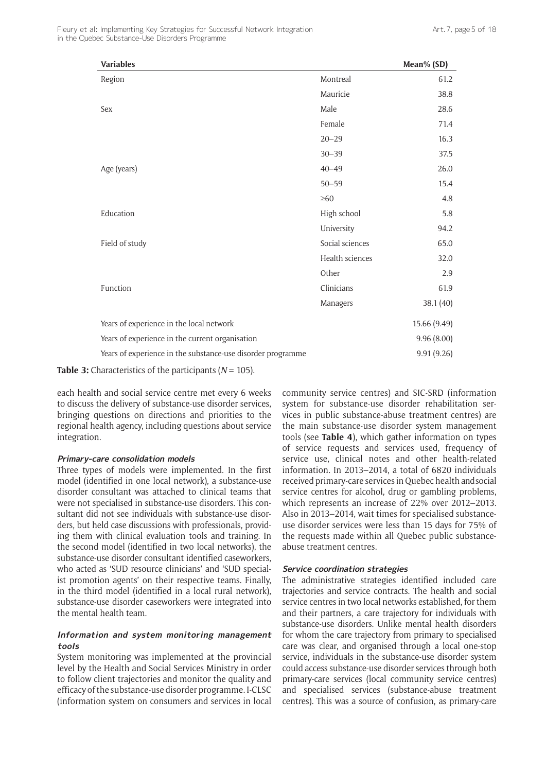| Variables | | Mean% (SD) |
|---|---|---|
| Region | Montreal | 61.2 |
| | Mauricie | 38.8 |
| Sex | Male | 28.6 |
| | Female | 71.4 |
| Age (years) | 20–29 | 16.3 |
| | 30–39 | 37.5 |
| | 40–49 | 26.0 |
| | 50–59 | 15.4 |
| | ≥60 | 4.8 |
| Education | High school | 5.8 |
| | University | 94.2 |
| Field of study | Social sciences | 65.0 |
| | Health sciences | 32.0 |
| | Other | 2.9 |
| Function | Clinicians | 61.9 |
| | Managers | 38.1 (40) |
| Years of experience in the local network | | 15.66 (9.49) |
| Years of experience in the current organisation | | 9.96 (8.00) |
| Years of experience in the substance-use disorder programme | | 9.91 (9.26) |

**Table 3:** Characteristics of the participants ($N = 105$).

each health and social service centre met every 6 weeks to discuss the delivery of substance-use disorder services, bringing questions on directions and priorities to the regional health agency, including questions about service integration.

#### *Primary-care consolidation models*

Three types of models were implemented. In the first model (identified in one local network), a substance-use disorder consultant was attached to clinical teams that were not specialised in substance-use disorders. This consultant did not see individuals with substance-use disorders, but held case discussions with professionals, providing them with clinical evaluation tools and training. In the second model (identified in two local networks), the substance-use disorder consultant identified caseworkers, who acted as 'SUD resource clinicians' and 'SUD specialist promotion agents' on their respective teams. Finally, in the third model (identified in a local rural network), substance-use disorder caseworkers were integrated into the mental health team.

#### *Information and system monitoring management tools*

System monitoring was implemented at the provincial level by the Health and Social Services Ministry in order to follow client trajectories and monitor the quality and efficacy of the substance-use disorder programme. I-CLSC (information system on consumers and services in local community service centres) and SIC-SRD (information system for substance-use disorder rehabilitation services in public substance-abuse treatment centres) are the main substance-use disorder system management tools (see **Table 4**), which gather information on types of service requests and services used, frequency of service use, clinical notes and other health-related information. In 2013–2014, a total of 6820 individuals received primary-care services in Quebec health and social service centres for alcohol, drug or gambling problems, which represents an increase of 22% over 2012–2013. Also in 2013–2014, wait times for specialised substance-use disorder services were less than 15 days for 75% of the requests made within all Quebec public substance-abuse treatment centres.

#### *Service coordination strategies*

The administrative strategies identified included care trajectories and service contracts. The health and social service centres in two local networks established, for them and their partners, a care trajectory for individuals with substance-use disorders. Unlike mental health disorders for whom the care trajectory from primary to specialised care was clear, and organised through a local one-stop service, individuals in the substance-use disorder system could access substance-use disorder services through both primary-care services (local community service centres) and specialised services (substance-abuse treatment centres). This was a source of confusion, as primary-care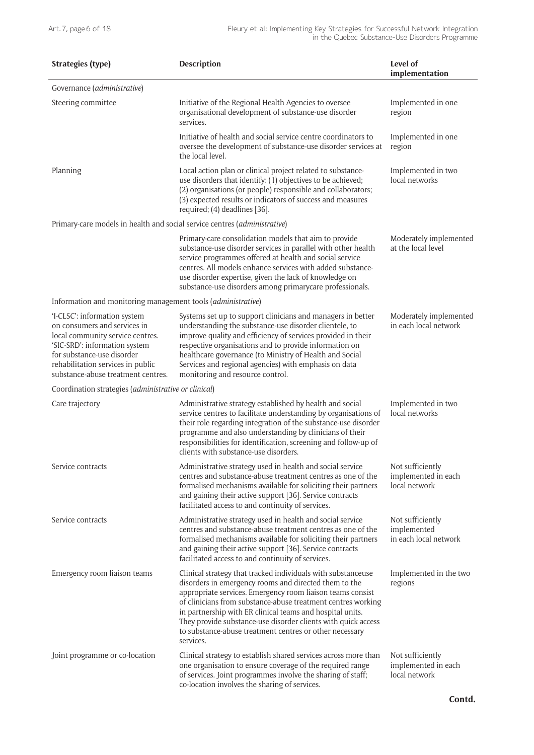| Strategies (type) | Description | Level of implementation |
|---|---|---|
| Governance (*administrative*) | | |
| Steering committee | Initiative of the Regional Health Agencies to oversee organisational development of substance-use disorder services. | Implemented in one region |
| | Initiative of health and social service centre coordinators to oversee the development of substance-use disorder services at the local level. | Implemented in one region |
| Planning | Local action plan or clinical project related to substance-use disorders that identify: (1) objectives to be achieved; (2) organisations (or people) responsible and collaborators; (3) expected results or indicators of success and measures required; (4) deadlines [36]. | Implemented in two local networks |
| Primary-care models in health and social service centres (*administrative*) | | |
| | Primary-care consolidation models that aim to provide substance-use disorder services in parallel with other health service programmes offered at health and social service centres. All models enhance services with added substance-use disorder expertise, given the lack of knowledge on substance-use disorders among primarycare professionals. | Moderately implemented at the local level |
| Information and monitoring management tools (*administrative*) | | |
| 'I-CLSC': information system on consumers and services in local community service centres. 'SIC-SRD': information system for substance-use disorder rehabilitation services in public substance-abuse treatment centres. | Systems set up to support clinicians and managers in better understanding the substance-use disorder clientele, to improve quality and efficiency of services provided in their respective organisations and to provide information on healthcare governance (to Ministry of Health and Social Services and regional agencies) with emphasis on data monitoring and resource control. | Moderately implemented in each local network |
| Coordination strategies (*administrative or clinical*) | | |
| Care trajectory | Administrative strategy established by health and social service centres to facilitate understanding by organisations of their role regarding integration of the substance-use disorder programme and also understanding by clinicians of their responsibilities for identification, screening and follow-up of clients with substance-use disorders. | Implemented in two local networks |
| Service contracts | Administrative strategy used in health and social service centres and substance-abuse treatment centres as one of the formalised mechanisms available for soliciting their partners and gaining their active support [36]. Service contracts facilitated access to and continuity of services. | Not sufficiently implemented in each local network |
| Service contracts | Administrative strategy used in health and social service centres and substance-abuse treatment centres as one of the formalised mechanisms available for soliciting their partners and gaining their active support [36]. Service contracts facilitated access to and continuity of services. | Not sufficiently implemented in each local network |
| Emergency room liaison teams | Clinical strategy that tracked individuals with substanceuse disorders in emergency rooms and directed them to the appropriate services. Emergency room liaison teams consist of clinicians from substance-abuse treatment centres working in partnership with ER clinical teams and hospital units. They provide substance-use disorder clients with quick access to substance-abuse treatment centres or other necessary services. | Implemented in the two regions |
| Joint programme or co-location | Clinical strategy to establish shared services across more than one organisation to ensure coverage of the required range of services. Joint programmes involve the sharing of staff; co-location involves the sharing of services. | Not sufficiently implemented in each local network |

**Contd.**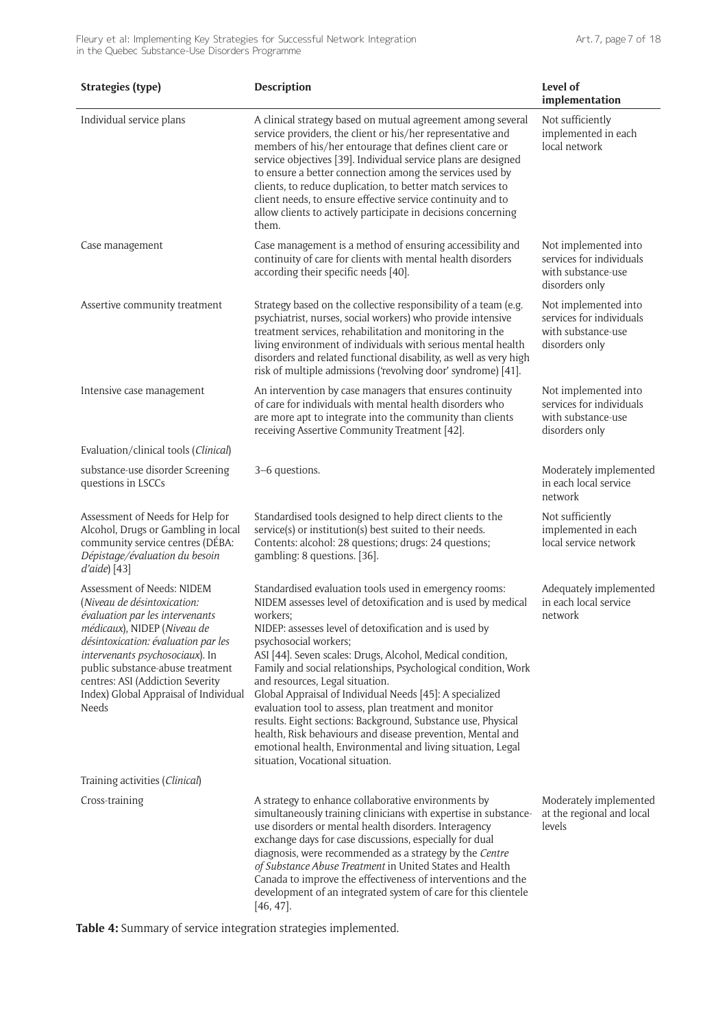| Strategies (type) | Description | Level of implementation |
|---|---|---|
| Individual service plans | A clinical strategy based on mutual agreement among several service providers, the client or his/her representative and members of his/her entourage that defines client care or service objectives [39]. Individual service plans are designed to ensure a better connection among the services used by clients, to reduce duplication, to better match services to client needs, to ensure effective service continuity and to allow clients to actively participate in decisions concerning them. | Not sufficiently implemented in each local network |
| Case management | Case management is a method of ensuring accessibility and continuity of care for clients with mental health disorders according their specific needs [40]. | Not implemented into services for individuals with substance-use disorders only |
| Assertive community treatment | Strategy based on the collective responsibility of a team (e.g. psychiatrist, nurses, social workers) who provide intensive treatment services, rehabilitation and monitoring in the living environment of individuals with serious mental health disorders and related functional disability, as well as very high risk of multiple admissions ('revolving door' syndrome) [41]. | Not implemented into services for individuals with substance-use disorders only |
| Intensive case management | An intervention by case managers that ensures continuity of care for individuals with mental health disorders who are more apt to integrate into the community than clients receiving Assertive Community Treatment [42]. | Not implemented into services for individuals with substance-use disorders only |
| Evaluation/clinical tools (*Clinical*) | | |
| substance-use disorder Screening questions in LSCCs | 3–6 questions. | Moderately implemented in each local service network |
| Assessment of Needs for Help for Alcohol, Drugs or Gambling in local community service centres (DÉBA: *Dépistage/évaluation du besoin d'aide*) [43] | Standardised tools designed to help direct clients to the service(s) or institution(s) best suited to their needs. Contents: alcohol: 28 questions; drugs: 24 questions; gambling: 8 questions. [36]. | Not sufficiently implemented in each local service network |
| Assessment of Needs: NIDEM (*Niveau de désintoxication: évaluation par les intervenants médicaux*), NIDEP (*Niveau de désintoxication: évaluation par les intervenants psychosociaux*). In public substance-abuse treatment centres: ASI (Addiction Severity Index) Global Appraisal of Individual Needs | Standardised evaluation tools used in emergency rooms: NIDEM assesses level of detoxification and is used by medical workers; NIDEP: assesses level of detoxification and is used by psychosocial workers; ASI [44]. Seven scales: Drugs, Alcohol, Medical condition, Family and social relationships, Psychological condition, Work and resources, Legal situation. Global Appraisal of Individual Needs [45]: A specialized evaluation tool to assess, plan treatment and monitor results. Eight sections: Background, Substance use, Physical health, Risk behaviours and disease prevention, Mental and emotional health, Environmental and living situation, Legal situation, Vocational situation. | Adequately implemented in each local service network |
| Training activities (*Clinical*) | | |
| Cross-training | A strategy to enhance collaborative environments by simultaneously training clinicians with expertise in substance-use disorders or mental health disorders. Interagency exchange days for case discussions, especially for dual diagnosis, were recommended as a strategy by the *Centre of Substance Abuse Treatment* in United States and Health Canada to improve the effectiveness of interventions and the development of an integrated system of care for this clientele [46, 47]. | Moderately implemented at the regional and local levels |

**Table 4:** Summary of service integration strategies implemented.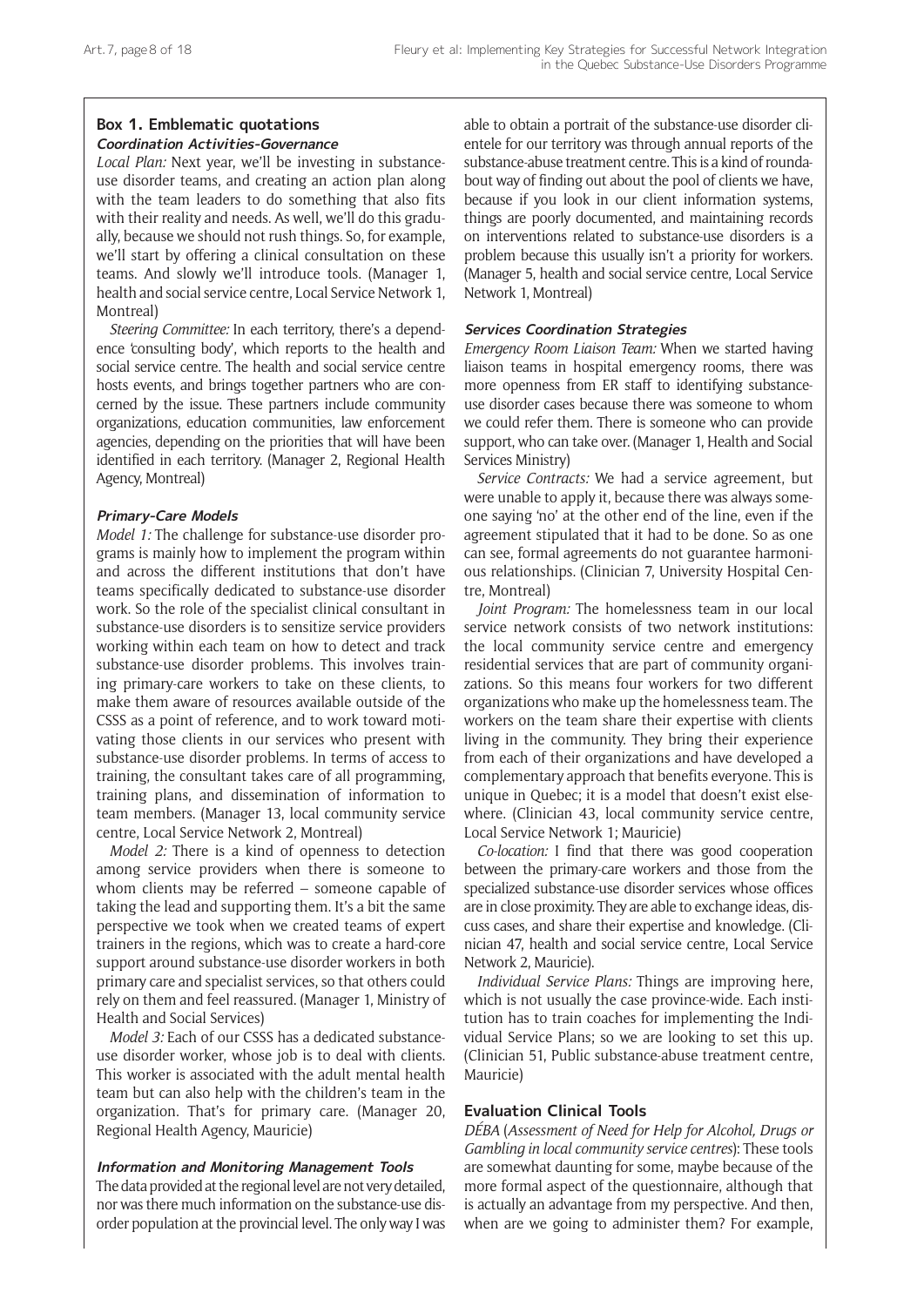### Box 1. Emblematic quotations

#### *Coordination Activities-Governance*

*Local Plan:* Next year, we'll be investing in substance-use disorder teams, and creating an action plan along with the team leaders to do something that also fits with their reality and needs. As well, we'll do this gradually, because we should not rush things. So, for example, we'll start by offering a clinical consultation on these teams. And slowly we'll introduce tools. (Manager 1, health and social service centre, Local Service Network 1, Montreal)

*Steering Committee:* In each territory, there's a dependence 'consulting body', which reports to the health and social service centre. The health and social service centre hosts events, and brings together partners who are concerned by the issue. These partners include community organizations, education communities, law enforcement agencies, depending on the priorities that will have been identified in each territory. (Manager 2, Regional Health Agency, Montreal)

#### *Primary-Care Models*

*Model 1:* The challenge for substance-use disorder programs is mainly how to implement the program within and across the different institutions that don't have teams specifically dedicated to substance-use disorder work. So the role of the specialist clinical consultant in substance-use disorders is to sensitize service providers working within each team on how to detect and track substance-use disorder problems. This involves training primary-care workers to take on these clients, to make them aware of resources available outside of the CSSS as a point of reference, and to work toward motivating those clients in our services who present with substance-use disorder problems. In terms of access to training, the consultant takes care of all programming, training plans, and dissemination of information to team members. (Manager 13, local community service centre, Local Service Network 2, Montreal)

*Model 2:* There is a kind of openness to detection among service providers when there is someone to whom clients may be referred – someone capable of taking the lead and supporting them. It's a bit the same perspective we took when we created teams of expert trainers in the regions, which was to create a hard-core support around substance-use disorder workers in both primary care and specialist services, so that others could rely on them and feel reassured. (Manager 1, Ministry of Health and Social Services)

*Model 3:* Each of our CSSS has a dedicated substance-use disorder worker, whose job is to deal with clients. This worker is associated with the adult mental health team but can also help with the children's team in the organization. That's for primary care. (Manager 20, Regional Health Agency, Mauricie)

#### *Information and Monitoring Management Tools*

The data provided at the regional level are not very detailed, nor was there much information on the substance-use disorder population at the provincial level. The only way I was able to obtain a portrait of the substance-use disorder clientele for our territory was through annual reports of the substance-abuse treatment centre. This is a kind of roundabout way of finding out about the pool of clients we have, because if you look in our client information systems, things are poorly documented, and maintaining records on interventions related to substance-use disorders is a problem because this usually isn't a priority for workers. (Manager 5, health and social service centre, Local Service Network 1, Montreal)

#### *Services Coordination Strategies*

*Emergency Room Liaison Team:* When we started having liaison teams in hospital emergency rooms, there was more openness from ER staff to identifying substance-use disorder cases because there was someone to whom we could refer them. There is someone who can provide support, who can take over. (Manager 1, Health and Social Services Ministry)

*Service Contracts:* We had a service agreement, but were unable to apply it, because there was always someone saying 'no' at the other end of the line, even if the agreement stipulated that it had to be done. So as one can see, formal agreements do not guarantee harmonious relationships. (Clinician 7, University Hospital Centre, Montreal)

*Joint Program:* The homelessness team in our local service network consists of two network institutions: the local community service centre and emergency residential services that are part of community organizations. So this means four workers for two different organizations who make up the homelessness team. The workers on the team share their expertise with clients living in the community. They bring their experience from each of their organizations and have developed a complementary approach that benefits everyone. This is unique in Quebec; it is a model that doesn't exist elsewhere. (Clinician 43, local community service centre, Local Service Network 1; Mauricie)

*Co-location:* I find that there was good cooperation between the primary-care workers and those from the specialized substance-use disorder services whose offices are in close proximity. They are able to exchange ideas, discuss cases, and share their expertise and knowledge. (Clinician 47, health and social service centre, Local Service Network 2, Mauricie).

*Individual Service Plans:* Things are improving here, which is not usually the case province-wide. Each institution has to train coaches for implementing the Individual Service Plans; so we are looking to set this up. (Clinician 51, Public substance-abuse treatment centre, Mauricie)

#### Evaluation Clinical Tools

*DÉBA* (*Assessment of Need for Help for Alcohol, Drugs or Gambling in local community service centres*): These tools are somewhat daunting for some, maybe because of the more formal aspect of the questionnaire, although that is actually an advantage from my perspective. And then, when are we going to administer them? For example,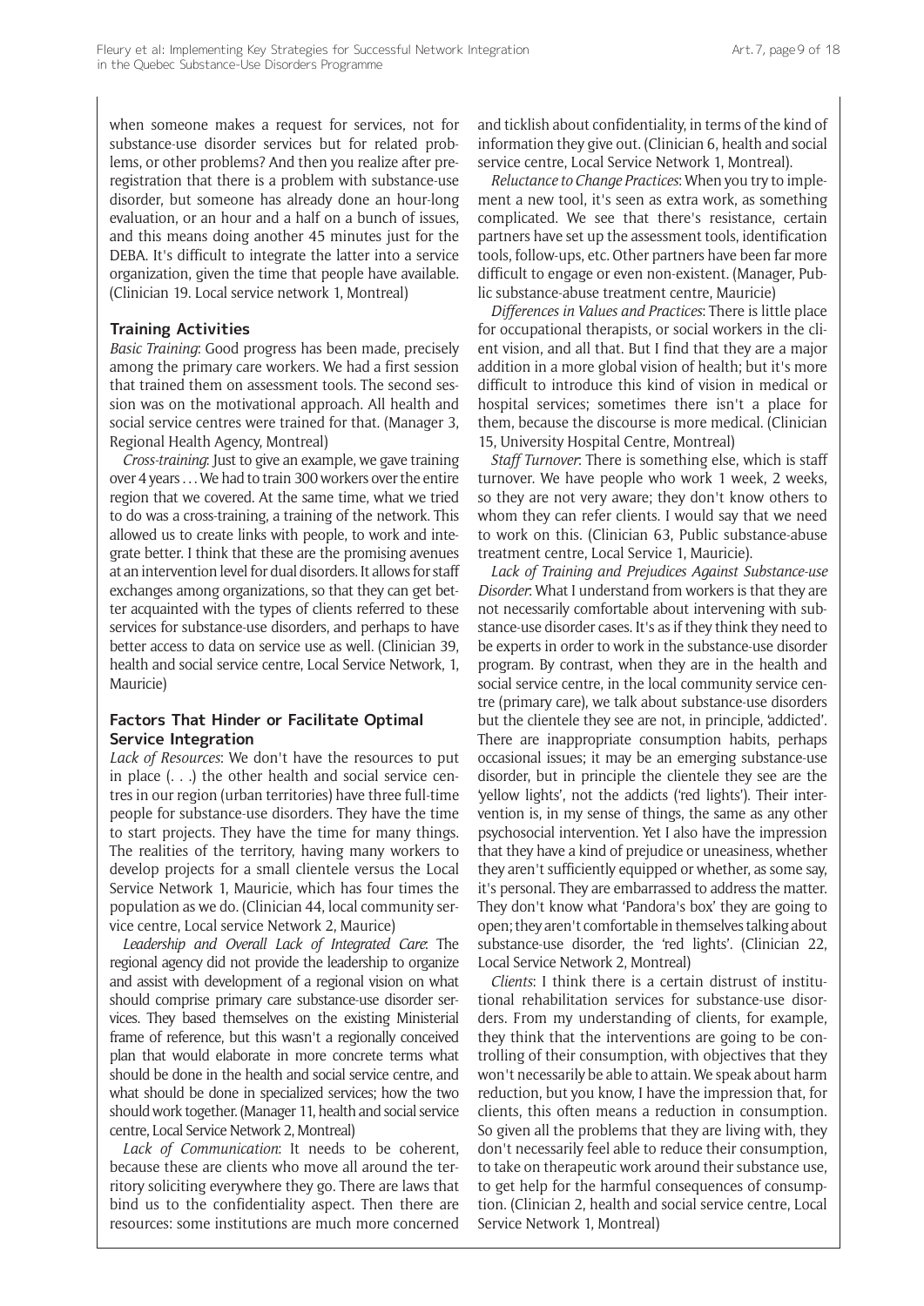when someone makes a request for services, not for substance-use disorder services but for related problems, or other problems? And then you realize after preregistration that there is a problem with substance-use disorder, but someone has already done an hour-long evaluation, or an hour and a half on a bunch of issues, and this means doing another 45 minutes just for the DEBA. It's difficult to integrate the latter into a service organization, given the time that people have available. (Clinician 19. Local service network 1, Montreal)

### Training Activities

*Basic Training*: Good progress has been made, precisely among the primary care workers. We had a first session that trained them on assessment tools. The second session was on the motivational approach. All health and social service centres were trained for that. (Manager 3, Regional Health Agency, Montreal)

*Cross-training*: Just to give an example, we gave training over 4 years . . . We had to train 300 workers over the entire region that we covered. At the same time, what we tried to do was a cross-training, a training of the network. This allowed us to create links with people, to work and integrate better. I think that these are the promising avenues at an intervention level for dual disorders. It allows for staff exchanges among organizations, so that they can get better acquainted with the types of clients referred to these services for substance-use disorders, and perhaps to have better access to data on service use as well. (Clinician 39, health and social service centre, Local Service Network, 1, Mauricie)

### Factors That Hinder or Facilitate Optimal Service Integration

*Lack of Resources*: We don't have the resources to put in place (. . .) the other health and social service centres in our region (urban territories) have three full-time people for substance-use disorders. They have the time to start projects. They have the time for many things. The realities of the territory, having many workers to develop projects for a small clientele versus the Local Service Network 1, Mauricie, which has four times the population as we do. (Clinician 44, local community service centre, Local service Network 2, Maurice)

*Leadership and Overall Lack of Integrated Care*: The regional agency did not provide the leadership to organize and assist with development of a regional vision on what should comprise primary care substance-use disorder services. They based themselves on the existing Ministerial frame of reference, but this wasn't a regionally conceived plan that would elaborate in more concrete terms what should be done in the health and social service centre, and what should be done in specialized services; how the two should work together. (Manager 11, health and social service centre, Local Service Network 2, Montreal)

*Lack of Communication*: It needs to be coherent, because these are clients who move all around the territory soliciting everywhere they go. There are laws that bind us to the confidentiality aspect. Then there are resources: some institutions are much more concerned and ticklish about confidentiality, in terms of the kind of information they give out. (Clinician 6, health and social service centre, Local Service Network 1, Montreal).

*Reluctance to Change Practices*: When you try to implement a new tool, it's seen as extra work, as something complicated. We see that there's resistance, certain partners have set up the assessment tools, identification tools, follow-ups, etc. Other partners have been far more difficult to engage or even non-existent. (Manager, Public substance-abuse treatment centre, Mauricie)

*Differences in Values and Practices*: There is little place for occupational therapists, or social workers in the client vision, and all that. But I find that they are a major addition in a more global vision of health; but it's more difficult to introduce this kind of vision in medical or hospital services; sometimes there isn't a place for them, because the discourse is more medical. (Clinician 15, University Hospital Centre, Montreal)

*Staff Turnover*: There is something else, which is staff turnover. We have people who work 1 week, 2 weeks, so they are not very aware; they don't know others to whom they can refer clients. I would say that we need to work on this. (Clinician 63, Public substance-abuse treatment centre, Local Service 1, Mauricie).

*Lack of Training and Prejudices Against Substance-use Disorder*: What I understand from workers is that they are not necessarily comfortable about intervening with substance-use disorder cases. It's as if they think they need to be experts in order to work in the substance-use disorder program. By contrast, when they are in the health and social service centre, in the local community service centre (primary care), we talk about substance-use disorders but the clientele they see are not, in principle, 'addicted'. There are inappropriate consumption habits, perhaps occasional issues; it may be an emerging substance-use disorder, but in principle the clientele they see are the 'yellow lights', not the addicts ('red lights'). Their intervention is, in my sense of things, the same as any other psychosocial intervention. Yet I also have the impression that they have a kind of prejudice or uneasiness, whether they aren't sufficiently equipped or whether, as some say, it's personal. They are embarrassed to address the matter. They don't know what 'Pandora's box' they are going to open; they aren't comfortable in themselves talking about substance-use disorder, the 'red lights'. (Clinician 22, Local Service Network 2, Montreal)

*Clients*: I think there is a certain distrust of institutional rehabilitation services for substance-use disorders. From my understanding of clients, for example, they think that the interventions are going to be controlling of their consumption, with objectives that they won't necessarily be able to attain. We speak about harm reduction, but you know, I have the impression that, for clients, this often means a reduction in consumption. So given all the problems that they are living with, they don't necessarily feel able to reduce their consumption, to take on therapeutic work around their substance use, to get help for the harmful consequences of consumption. (Clinician 2, health and social service centre, Local Service Network 1, Montreal)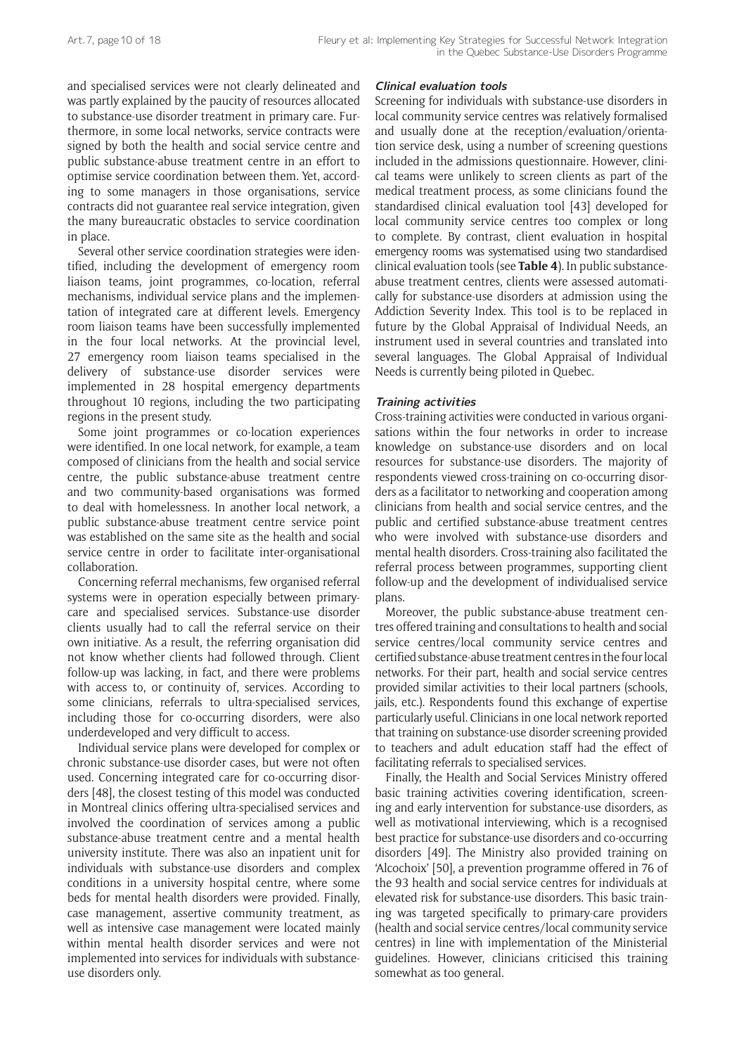and specialised services were not clearly delineated and was partly explained by the paucity of resources allocated to substance-use disorder treatment in primary care. Furthermore, in some local networks, service contracts were signed by both the health and social service centre and public substance-abuse treatment centre in an effort to optimise service coordination between them. Yet, according to some managers in those organisations, service contracts did not guarantee real service integration, given the many bureaucratic obstacles to service coordination in place.

Several other service coordination strategies were identified, including the development of emergency room liaison teams, joint programmes, co-location, referral mechanisms, individual service plans and the implementation of integrated care at different levels. Emergency room liaison teams have been successfully implemented in the four local networks. At the provincial level, 27 emergency room liaison teams specialised in the delivery of substance-use disorder services were implemented in 28 hospital emergency departments throughout 10 regions, including the two participating regions in the present study.

Some joint programmes or co-location experiences were identified. In one local network, for example, a team composed of clinicians from the health and social service centre, the public substance-abuse treatment centre and two community-based organisations was formed to deal with homelessness. In another local network, a public substance-abuse treatment centre service point was established on the same site as the health and social service centre in order to facilitate inter-organisational collaboration.

Concerning referral mechanisms, few organised referral systems were in operation especially between primary-care and specialised services. Substance-use disorder clients usually had to call the referral service on their own initiative. As a result, the referring organisation did not know whether clients had followed through. Client follow-up was lacking, in fact, and there were problems with access to, or continuity of, services. According to some clinicians, referrals to ultra-specialised services, including those for co-occurring disorders, were also underdeveloped and very difficult to access.

Individual service plans were developed for complex or chronic substance-use disorder cases, but were not often used. Concerning integrated care for co-occurring disorders [48], the closest testing of this model was conducted in Montreal clinics offering ultra-specialised services and involved the coordination of services among a public substance-abuse treatment centre and a mental health university institute. There was also an inpatient unit for individuals with substance-use disorders and complex conditions in a university hospital centre, where some beds for mental health disorders were provided. Finally, case management, assertive community treatment, as well as intensive case management were located mainly within mental health disorder services and were not implemented into services for individuals with substance-use disorders only.

#### *Clinical evaluation tools*

Screening for individuals with substance-use disorders in local community service centres was relatively formalised and usually done at the reception/evaluation/orientation service desk, using a number of screening questions included in the admissions questionnaire. However, clinical teams were unlikely to screen clients as part of the medical treatment process, as some clinicians found the standardised clinical evaluation tool [43] developed for local community service centres too complex or long to complete. By contrast, client evaluation in hospital emergency rooms was systematised using two standardised clinical evaluation tools (see **Table 4**). In public substance-abuse treatment centres, clients were assessed automatically for substance-use disorders at admission using the Addiction Severity Index. This tool is to be replaced in future by the Global Appraisal of Individual Needs, an instrument used in several countries and translated into several languages. The Global Appraisal of Individual Needs is currently being piloted in Quebec.

#### *Training activities*

Cross-training activities were conducted in various organisations within the four networks in order to increase knowledge on substance-use disorders and on local resources for substance-use disorders. The majority of respondents viewed cross-training on co-occurring disorders as a facilitator to networking and cooperation among clinicians from health and social service centres, and the public and certified substance-abuse treatment centres who were involved with substance-use disorders and mental health disorders. Cross-training also facilitated the referral process between programmes, supporting client follow-up and the development of individualised service plans.

Moreover, the public substance-abuse treatment centres offered training and consultations to health and social service centres/local community service centres and certified substance-abuse treatment centres in the four local networks. For their part, health and social service centres provided similar activities to their local partners (schools, jails, etc.). Respondents found this exchange of expertise particularly useful. Clinicians in one local network reported that training on substance-use disorder screening provided to teachers and adult education staff had the effect of facilitating referrals to specialised services.

Finally, the Health and Social Services Ministry offered basic training activities covering identification, screening and early intervention for substance-use disorders, as well as motivational interviewing, which is a recognised best practice for substance-use disorders and co-occurring disorders [49]. The Ministry also provided training on 'Alcochoix' [50], a prevention programme offered in 76 of the 93 health and social service centres for individuals at elevated risk for substance-use disorders. This basic training was targeted specifically to primary-care providers (health and social service centres/local community service centres) in line with implementation of the Ministerial guidelines. However, clinicians criticised this training somewhat as too general.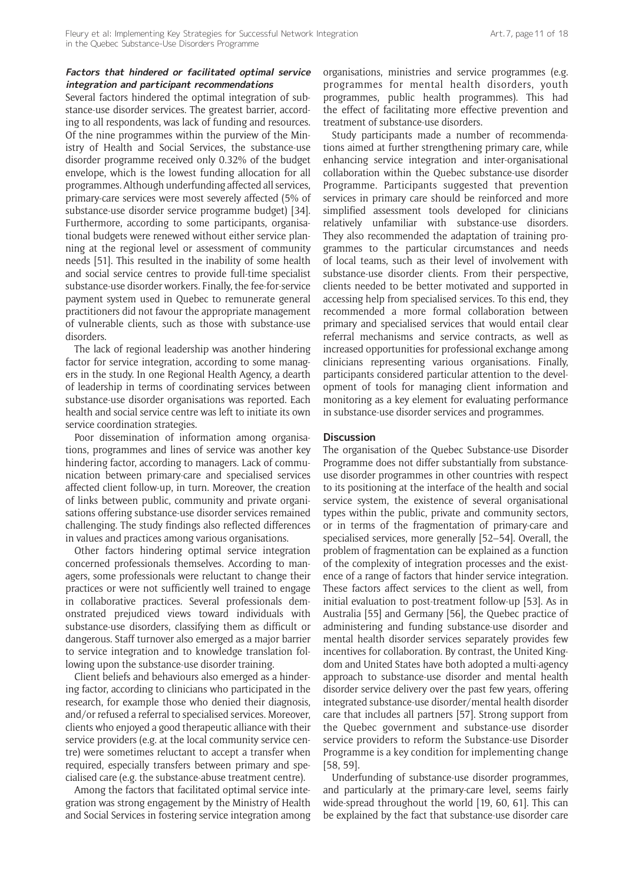### *Factors that hindered or facilitated optimal service integration and participant recommendations*

Several factors hindered the optimal integration of substance-use disorder services. The greatest barrier, according to all respondents, was lack of funding and resources. Of the nine programmes within the purview of the Ministry of Health and Social Services, the substance-use disorder programme received only 0.32% of the budget envelope, which is the lowest funding allocation for all programmes. Although underfunding affected all services, primary-care services were most severely affected (5% of substance-use disorder service programme budget) [34]. Furthermore, according to some participants, organisational budgets were renewed without either service planning at the regional level or assessment of community needs [51]. This resulted in the inability of some health and social service centres to provide full-time specialist substance-use disorder workers. Finally, the fee-for-service payment system used in Quebec to remunerate general practitioners did not favour the appropriate management of vulnerable clients, such as those with substance-use disorders.

The lack of regional leadership was another hindering factor for service integration, according to some managers in the study. In one Regional Health Agency, a dearth of leadership in terms of coordinating services between substance-use disorder organisations was reported. Each health and social service centre was left to initiate its own service coordination strategies.

Poor dissemination of information among organisations, programmes and lines of service was another key hindering factor, according to managers. Lack of communication between primary-care and specialised services affected client follow-up, in turn. Moreover, the creation of links between public, community and private organisations offering substance-use disorder services remained challenging. The study findings also reflected differences in values and practices among various organisations.

Other factors hindering optimal service integration concerned professionals themselves. According to managers, some professionals were reluctant to change their practices or were not sufficiently well trained to engage in collaborative practices. Several professionals demonstrated prejudiced views toward individuals with substance-use disorders, classifying them as difficult or dangerous. Staff turnover also emerged as a major barrier to service integration and to knowledge translation following upon the substance-use disorder training.

Client beliefs and behaviours also emerged as a hindering factor, according to clinicians who participated in the research, for example those who denied their diagnosis, and/or refused a referral to specialised services. Moreover, clients who enjoyed a good therapeutic alliance with their service providers (e.g. at the local community service centre) were sometimes reluctant to accept a transfer when required, especially transfers between primary and specialised care (e.g. the substance-abuse treatment centre).

Among the factors that facilitated optimal service integration was strong engagement by the Ministry of Health and Social Services in fostering service integration among organisations, ministries and service programmes (e.g. programmes for mental health disorders, youth programmes, public health programmes). This had the effect of facilitating more effective prevention and treatment of substance-use disorders.

Study participants made a number of recommendations aimed at further strengthening primary care, while enhancing service integration and inter-organisational collaboration within the Quebec substance-use disorder Programme. Participants suggested that prevention services in primary care should be reinforced and more simplified assessment tools developed for clinicians relatively unfamiliar with substance-use disorders. They also recommended the adaptation of training programmes to the particular circumstances and needs of local teams, such as their level of involvement with substance-use disorder clients. From their perspective, clients needed to be better motivated and supported in accessing help from specialised services. To this end, they recommended a more formal collaboration between primary and specialised services that would entail clear referral mechanisms and service contracts, as well as increased opportunities for professional exchange among clinicians representing various organisations. Finally, participants considered particular attention to the development of tools for managing client information and monitoring as a key element for evaluating performance in substance-use disorder services and programmes.

## Discussion

The organisation of the Quebec Substance-use Disorder Programme does not differ substantially from substance-use disorder programmes in other countries with respect to its positioning at the interface of the health and social service system, the existence of several organisational types within the public, private and community sectors, or in terms of the fragmentation of primary-care and specialised services, more generally [52–54]. Overall, the problem of fragmentation can be explained as a function of the complexity of integration processes and the existence of a range of factors that hinder service integration. These factors affect services to the client as well, from initial evaluation to post-treatment follow-up [53]. As in Australia [55] and Germany [56], the Quebec practice of administering and funding substance-use disorder and mental health disorder services separately provides few incentives for collaboration. By contrast, the United Kingdom and United States have both adopted a multi-agency approach to substance-use disorder and mental health disorder service delivery over the past few years, offering integrated substance-use disorder/mental health disorder care that includes all partners [57]. Strong support from the Quebec government and substance-use disorder service providers to reform the Substance-use Disorder Programme is a key condition for implementing change [58, 59].

Underfunding of substance-use disorder programmes, and particularly at the primary-care level, seems fairly wide-spread throughout the world [19, 60, 61]. This can be explained by the fact that substance-use disorder care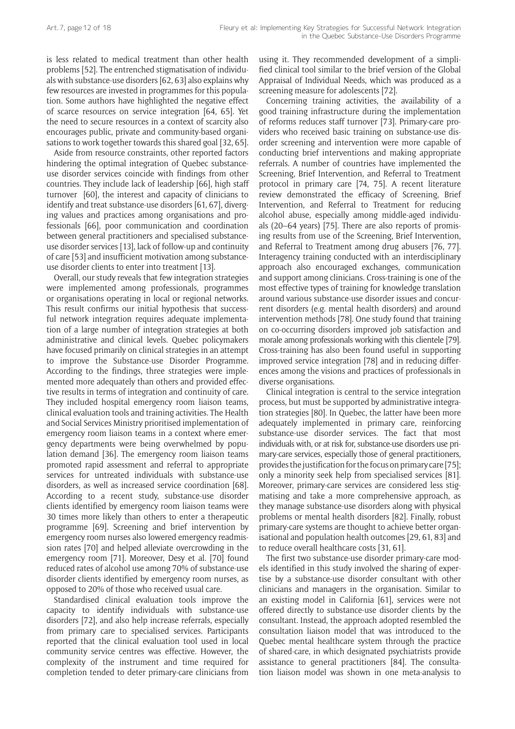is less related to medical treatment than other health problems [52]. The entrenched stigmatisation of individuals with substance-use disorders [62, 63] also explains why few resources are invested in programmes for this population. Some authors have highlighted the negative effect of scarce resources on service integration [64, 65]. Yet the need to secure resources in a context of scarcity also encourages public, private and community-based organisations to work together towards this shared goal [32, 65].

Aside from resource constraints, other reported factors hindering the optimal integration of Quebec substance-use disorder services coincide with findings from other countries. They include lack of leadership [66], high staff turnover [60], the interest and capacity of clinicians to identify and treat substance-use disorders [61, 67], diverging values and practices among organisations and professionals [66], poor communication and coordination between general practitioners and specialised substance-use disorder services [13], lack of follow-up and continuity of care [53] and insufficient motivation among substance-use disorder clients to enter into treatment [13].

Overall, our study reveals that few integration strategies were implemented among professionals, programmes or organisations operating in local or regional networks. This result confirms our initial hypothesis that successful network integration requires adequate implementation of a large number of integration strategies at both administrative and clinical levels. Quebec policymakers have focused primarily on clinical strategies in an attempt to improve the Substance-use Disorder Programme. According to the findings, three strategies were implemented more adequately than others and provided effective results in terms of integration and continuity of care. They included hospital emergency room liaison teams, clinical evaluation tools and training activities. The Health and Social Services Ministry prioritised implementation of emergency room liaison teams in a context where emergency departments were being overwhelmed by population demand [36]. The emergency room liaison teams promoted rapid assessment and referral to appropriate services for untreated individuals with substance-use disorders, as well as increased service coordination [68]. According to a recent study, substance-use disorder clients identified by emergency room liaison teams were 30 times more likely than others to enter a therapeutic programme [69]. Screening and brief intervention by emergency room nurses also lowered emergency readmission rates [70] and helped alleviate overcrowding in the emergency room [71]. Moreover, Desy et al. [70] found reduced rates of alcohol use among 70% of substance-use disorder clients identified by emergency room nurses, as opposed to 20% of those who received usual care.

Standardised clinical evaluation tools improve the capacity to identify individuals with substance-use disorders [72], and also help increase referrals, especially from primary care to specialised services. Participants reported that the clinical evaluation tool used in local community service centres was effective. However, the complexity of the instrument and time required for completion tended to deter primary-care clinicians from using it. They recommended development of a simplified clinical tool similar to the brief version of the Global Appraisal of Individual Needs, which was produced as a screening measure for adolescents [72].

Concerning training activities, the availability of a good training infrastructure during the implementation of reforms reduces staff turnover [73]. Primary-care providers who received basic training on substance-use disorder screening and intervention were more capable of conducting brief interventions and making appropriate referrals. A number of countries have implemented the Screening, Brief Intervention, and Referral to Treatment protocol in primary care [74, 75]. A recent literature review demonstrated the efficacy of Screening, Brief Intervention, and Referral to Treatment for reducing alcohol abuse, especially among middle-aged individuals (20–64 years) [75]. There are also reports of promising results from use of the Screening, Brief Intervention, and Referral to Treatment among drug abusers [76, 77]. Interagency training conducted with an interdisciplinary approach also encouraged exchanges, communication and support among clinicians. Cross-training is one of the most effective types of training for knowledge translation around various substance-use disorder issues and concurrent disorders (e.g. mental health disorders) and around intervention methods [78]. One study found that training on co-occurring disorders improved job satisfaction and morale among professionals working with this clientele [79]. Cross-training has also been found useful in supporting improved service integration [78] and in reducing differences among the visions and practices of professionals in diverse organisations.

Clinical integration is central to the service integration process, but must be supported by administrative integration strategies [80]. In Quebec, the latter have been more adequately implemented in primary care, reinforcing substance-use disorder services. The fact that most individuals with, or at risk for, substance-use disorders use primary-care services, especially those of general practitioners, provides the justification for the focus on primary care [75]; only a minority seek help from specialised services [81]. Moreover, primary-care services are considered less stigmatising and take a more comprehensive approach, as they manage substance-use disorders along with physical problems or mental health disorders [82]. Finally, robust primary-care systems are thought to achieve better organisational and population health outcomes [29, 61, 83] and to reduce overall healthcare costs [31, 61].

The first two substance-use disorder primary-care models identified in this study involved the sharing of expertise by a substance-use disorder consultant with other clinicians and managers in the organisation. Similar to an existing model in California [61], services were not offered directly to substance-use disorder clients by the consultant. Instead, the approach adopted resembled the consultation liaison model that was introduced to the Quebec mental healthcare system through the practice of shared-care, in which designated psychiatrists provide assistance to general practitioners [84]. The consultation liaison model was shown in one meta-analysis to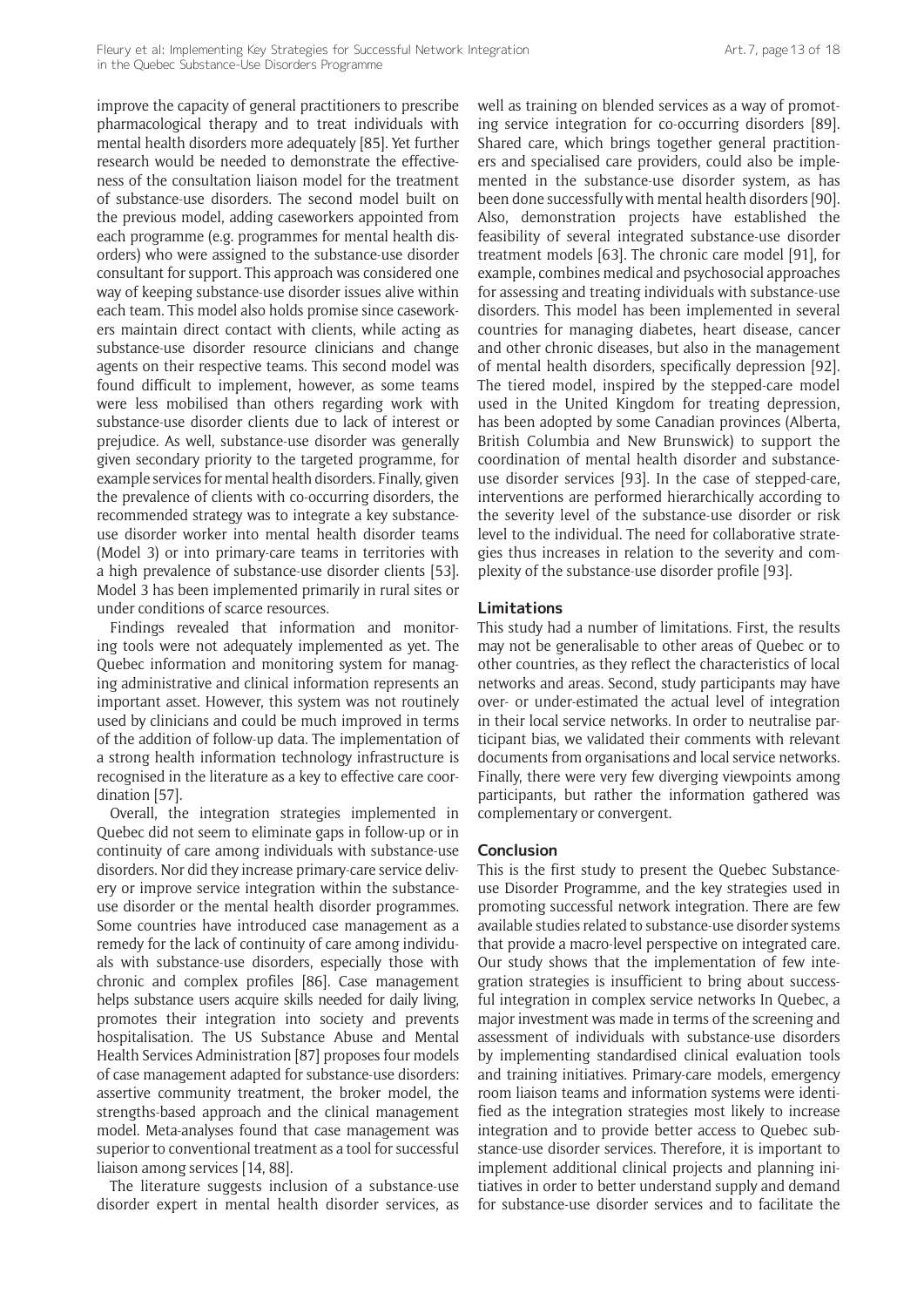improve the capacity of general practitioners to prescribe pharmacological therapy and to treat individuals with mental health disorders more adequately [85]. Yet further research would be needed to demonstrate the effectiveness of the consultation liaison model for the treatment of substance-use disorders. The second model built on the previous model, adding caseworkers appointed from each programme (e.g. programmes for mental health disorders) who were assigned to the substance-use disorder consultant for support. This approach was considered one way of keeping substance-use disorder issues alive within each team. This model also holds promise since caseworkers maintain direct contact with clients, while acting as substance-use disorder resource clinicians and change agents on their respective teams. This second model was found difficult to implement, however, as some teams were less mobilised than others regarding work with substance-use disorder clients due to lack of interest or prejudice. As well, substance-use disorder was generally given secondary priority to the targeted programme, for example services for mental health disorders. Finally, given the prevalence of clients with co-occurring disorders, the recommended strategy was to integrate a key substance-use disorder worker into mental health disorder teams (Model 3) or into primary-care teams in territories with a high prevalence of substance-use disorder clients [53]. Model 3 has been implemented primarily in rural sites or under conditions of scarce resources.

Findings revealed that information and monitoring tools were not adequately implemented as yet. The Quebec information and monitoring system for managing administrative and clinical information represents an important asset. However, this system was not routinely used by clinicians and could be much improved in terms of the addition of follow-up data. The implementation of a strong health information technology infrastructure is recognised in the literature as a key to effective care coordination [57].

Overall, the integration strategies implemented in Quebec did not seem to eliminate gaps in follow-up or in continuity of care among individuals with substance-use disorders. Nor did they increase primary-care service delivery or improve service integration within the substance-use disorder or the mental health disorder programmes. Some countries have introduced case management as a remedy for the lack of continuity of care among individuals with substance-use disorders, especially those with chronic and complex profiles [86]. Case management helps substance users acquire skills needed for daily living, promotes their integration into society and prevents hospitalisation. The US Substance Abuse and Mental Health Services Administration [87] proposes four models of case management adapted for substance-use disorders: assertive community treatment, the broker model, the strengths-based approach and the clinical management model. Meta-analyses found that case management was superior to conventional treatment as a tool for successful liaison among services [14, 88].

The literature suggests inclusion of a substance-use disorder expert in mental health disorder services, as well as training on blended services as a way of promoting service integration for co-occurring disorders [89]. Shared care, which brings together general practitioners and specialised care providers, could also be implemented in the substance-use disorder system, as has been done successfully with mental health disorders [90]. Also, demonstration projects have established the feasibility of several integrated substance-use disorder treatment models [63]. The chronic care model [91], for example, combines medical and psychosocial approaches for assessing and treating individuals with substance-use disorders. This model has been implemented in several countries for managing diabetes, heart disease, cancer and other chronic diseases, but also in the management of mental health disorders, specifically depression [92]. The tiered model, inspired by the stepped-care model used in the United Kingdom for treating depression, has been adopted by some Canadian provinces (Alberta, British Columbia and New Brunswick) to support the coordination of mental health disorder and substance-use disorder services [93]. In the case of stepped-care, interventions are performed hierarchically according to the severity level of the substance-use disorder or risk level to the individual. The need for collaborative strategies thus increases in relation to the severity and complexity of the substance-use disorder profile [93].

## Limitations

This study had a number of limitations. First, the results may not be generalisable to other areas of Quebec or to other countries, as they reflect the characteristics of local networks and areas. Second, study participants may have over- or under-estimated the actual level of integration in their local service networks. In order to neutralise participant bias, we validated their comments with relevant documents from organisations and local service networks. Finally, there were very few diverging viewpoints among participants, but rather the information gathered was complementary or convergent.

## Conclusion

This is the first study to present the Quebec Substance-use Disorder Programme, and the key strategies used in promoting successful network integration. There are few available studies related to substance-use disorder systems that provide a macro-level perspective on integrated care. Our study shows that the implementation of few integration strategies is insufficient to bring about successful integration in complex service networks In Quebec, a major investment was made in terms of the screening and assessment of individuals with substance-use disorders by implementing standardised clinical evaluation tools and training initiatives. Primary-care models, emergency room liaison teams and information systems were identified as the integration strategies most likely to increase integration and to provide better access to Quebec substance-use disorder services. Therefore, it is important to implement additional clinical projects and planning initiatives in order to better understand supply and demand for substance-use disorder services and to facilitate the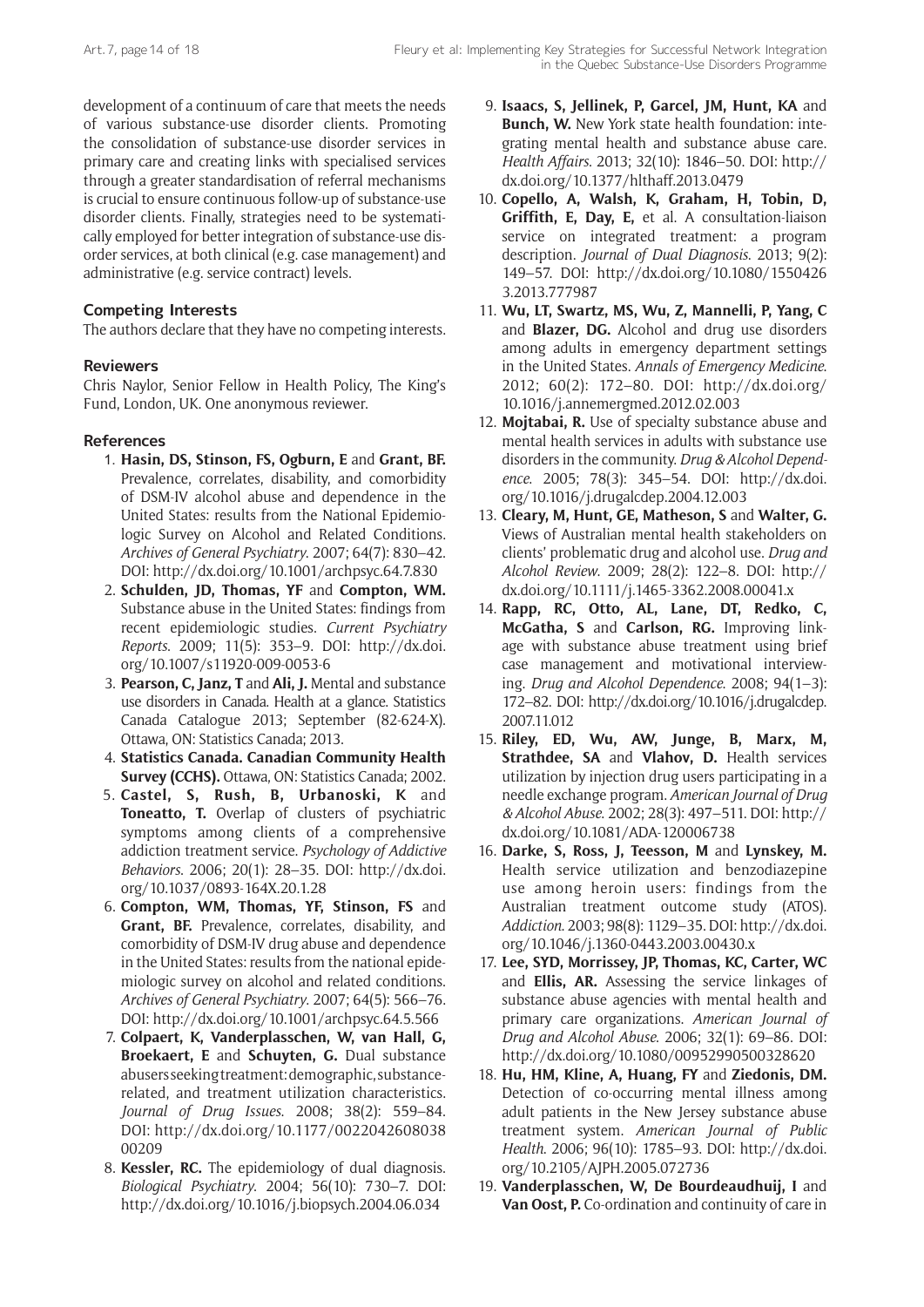development of a continuum of care that meets the needs of various substance-use disorder clients. Promoting the consolidation of substance-use disorder services in primary care and creating links with specialised services through a greater standardisation of referral mechanisms is crucial to ensure continuous follow-up of substance-use disorder clients. Finally, strategies need to be systematically employed for better integration of substance-use disorder services, at both clinical (e.g. case management) and administrative (e.g. service contract) levels.

## Competing Interests

The authors declare that they have no competing interests.

## Reviewers

Chris Naylor, Senior Fellow in Health Policy, The King's Fund, London, UK. One anonymous reviewer.

## References

1. **Hasin, DS, Stinson, FS, Ogburn, E** and **Grant, BF.** Prevalence, correlates, disability, and comorbidity of DSM-IV alcohol abuse and dependence in the United States: results from the National Epidemiologic Survey on Alcohol and Related Conditions. *Archives of General Psychiatry*. 2007; 64(7): 830–42. DOI: http://dx.doi.org/10.1001/archpsyc.64.7.830
2. **Schulden, JD, Thomas, YF** and **Compton, WM.** Substance abuse in the United States: findings from recent epidemiologic studies. *Current Psychiatry Reports*. 2009; 11(5): 353–9. DOI: http://dx.doi.org/10.1007/s11920-009-0053-6
3. **Pearson, C, Janz, T** and **Ali, J.** Mental and substance use disorders in Canada. Health at a glance. Statistics Canada Catalogue 2013; September (82-624-X). Ottawa, ON: Statistics Canada; 2013.
4. **Statistics Canada. Canadian Community Health Survey (CCHS).** Ottawa, ON: Statistics Canada; 2002.
5. **Castel, S, Rush, B, Urbanoski, K** and **Toneatto, T.** Overlap of clusters of psychiatric symptoms among clients of a comprehensive addiction treatment service. *Psychology of Addictive Behaviors*. 2006; 20(1): 28–35. DOI: http://dx.doi.org/10.1037/0893-164X.20.1.28
6. **Compton, WM, Thomas, YF, Stinson, FS** and **Grant, BF.** Prevalence, correlates, disability, and comorbidity of DSM-IV drug abuse and dependence in the United States: results from the national epidemiologic survey on alcohol and related conditions. *Archives of General Psychiatry*. 2007; 64(5): 566–76. DOI: http://dx.doi.org/10.1001/archpsyc.64.5.566
7. **Colpaert, K, Vanderplasschen, W, van Hall, G, Broekaert, E** and **Schuyten, G.** Dual substance abusers seeking treatment: demographic, substance-related, and treatment utilization characteristics. *Journal of Drug Issues*. 2008; 38(2): 559–84. DOI: http://dx.doi.org/10.1177/002204260803800209
8. **Kessler, RC.** The epidemiology of dual diagnosis. *Biological Psychiatry*. 2004; 56(10): 730–7. DOI: http://dx.doi.org/10.1016/j.biopsych.2004.06.034
9. **Isaacs, S, Jellinek, P, Garcel, JM, Hunt, KA** and **Bunch, W.** New York state health foundation: integrating mental health and substance abuse care. *Health Affairs*. 2013; 32(10): 1846–50. DOI: http://dx.doi.org/10.1377/hlthaff.2013.0479
10. **Copello, A, Walsh, K, Graham, H, Tobin, D, Griffith, E, Day, E,** et al. A consultation-liaison service on integrated treatment: a program description. *Journal of Dual Diagnosis*. 2013; 9(2): 149–57. DOI: http://dx.doi.org/10.1080/15504263.2013.777987
11. **Wu, LT, Swartz, MS, Wu, Z, Mannelli, P, Yang, C** and **Blazer, DG.** Alcohol and drug use disorders among adults in emergency department settings in the United States. *Annals of Emergency Medicine*. 2012; 60(2): 172–80. DOI: http://dx.doi.org/10.1016/j.annemergmed.2012.02.003
12. **Mojtabai, R.** Use of specialty substance abuse and mental health services in adults with substance use disorders in the community. *Drug & Alcohol Dependence*. 2005; 78(3): 345–54. DOI: http://dx.doi.org/10.1016/j.drugalcdep.2004.12.003
13. **Cleary, M, Hunt, GE, Matheson, S** and **Walter, G.** Views of Australian mental health stakeholders on clients' problematic drug and alcohol use. *Drug and Alcohol Review*. 2009; 28(2): 122–8. DOI: http://dx.doi.org/10.1111/j.1465-3362.2008.00041.x
14. **Rapp, RC, Otto, AL, Lane, DT, Redko, C, McGatha, S** and **Carlson, RG.** Improving linkage with substance abuse treatment using brief case management and motivational interviewing. *Drug and Alcohol Dependence*. 2008; 94(1–3): 172–82. DOI: http://dx.doi.org/10.1016/j.drugalcdep.2007.11.012
15. **Riley, ED, Wu, AW, Junge, B, Marx, M, Strathdee, SA** and **Vlahov, D.** Health services utilization by injection drug users participating in a needle exchange program. *American Journal of Drug & Alcohol Abuse*. 2002; 28(3): 497–511. DOI: http://dx.doi.org/10.1081/ADA-120006738
16. **Darke, S, Ross, J, Teesson, M** and **Lynskey, M.** Health service utilization and benzodiazepine use among heroin users: findings from the Australian treatment outcome study (ATOS). *Addiction*. 2003; 98(8): 1129–35. DOI: http://dx.doi.org/10.1046/j.1360-0443.2003.00430.x
17. **Lee, SYD, Morrissey, JP, Thomas, KC, Carter, WC** and **Ellis, AR.** Assessing the service linkages of substance abuse agencies with mental health and primary care organizations. *American Journal of Drug and Alcohol Abuse*. 2006; 32(1): 69–86. DOI: http://dx.doi.org/10.1080/00952990500328620
18. **Hu, HM, Kline, A, Huang, FY** and **Ziedonis, DM.** Detection of co-occurring mental illness among adult patients in the New Jersey substance abuse treatment system. *American Journal of Public Health*. 2006; 96(10): 1785–93. DOI: http://dx.doi.org/10.2105/AJPH.2005.072736
19. **Vanderplasschen, W, De Bourdeaudhuij, I** and **Van Oost, P.** Co-ordination and continuity of care in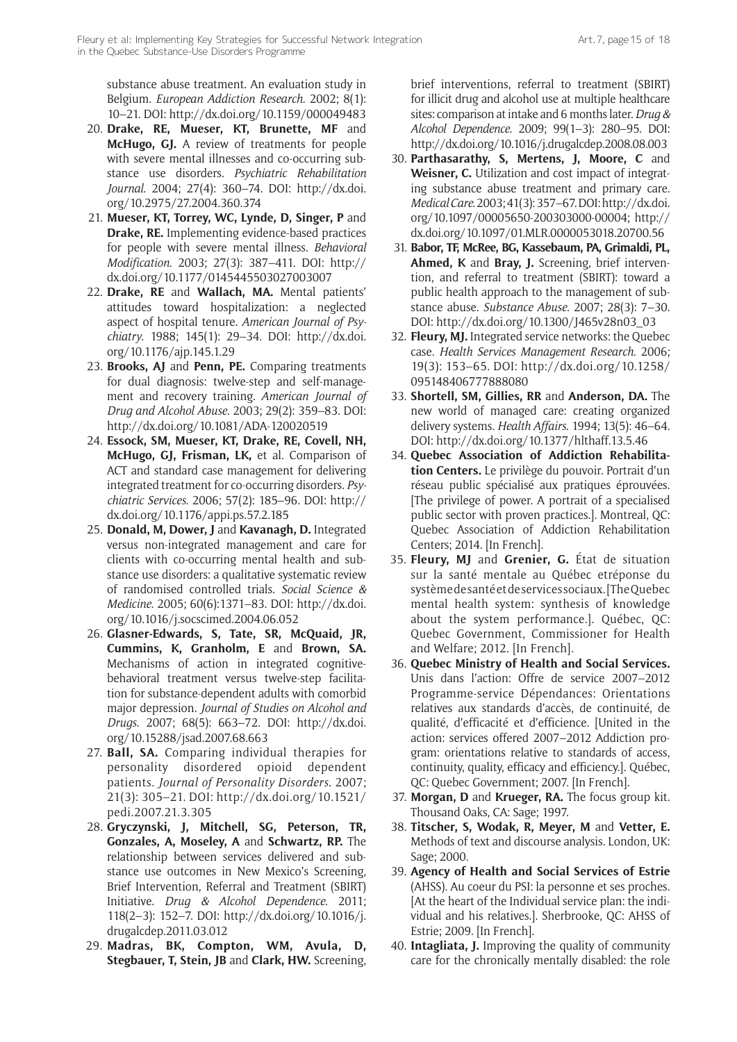substance abuse treatment. An evaluation study in Belgium. *European Addiction Research.* 2002; 8(1): 10–21. DOI: http://dx.doi.org/10.1159/000049483

20. **Drake, RE, Mueser, KT, Brunette, MF** and **McHugo, GJ.** A review of treatments for people with severe mental illnesses and co-occurring substance use disorders. *Psychiatric Rehabilitation Journal.* 2004; 27(4): 360–74. DOI: http://dx.doi.org/10.2975/27.2004.360.374
21. **Mueser, KT, Torrey, WC, Lynde, D, Singer, P** and **Drake, RE.** Implementing evidence-based practices for people with severe mental illness. *Behavioral Modification.* 2003; 27(3): 387–411. DOI: http://dx.doi.org/10.1177/0145445503027003007
22. **Drake, RE** and **Wallach, MA.** Mental patients' attitudes toward hospitalization: a neglected aspect of hospital tenure. *American Journal of Psychiatry.* 1988; 145(1): 29–34. DOI: http://dx.doi.org/10.1176/ajp.145.1.29
23. **Brooks, AJ** and **Penn, PE.** Comparing treatments for dual diagnosis: twelve-step and self-management and recovery training. *American Journal of Drug and Alcohol Abuse.* 2003; 29(2): 359–83. DOI: http://dx.doi.org/10.1081/ADA-120020519
24. **Essock, SM, Mueser, KT, Drake, RE, Covell, NH, McHugo, GJ, Frisman, LK,** et al. Comparison of ACT and standard case management for delivering integrated treatment for co-occurring disorders. *Psychiatric Services.* 2006; 57(2): 185–96. DOI: http://dx.doi.org/10.1176/appi.ps.57.2.185
25. **Donald, M, Dower, J** and **Kavanagh, D.** Integrated versus non-integrated management and care for clients with co-occurring mental health and substance use disorders: a qualitative systematic review of randomised controlled trials. *Social Science & Medicine.* 2005; 60(6):1371–83. DOI: http://dx.doi.org/10.1016/j.socscimed.2004.06.052
26. **Glasner-Edwards, S, Tate, SR, McQuaid, JR, Cummins, K, Granholm, E** and **Brown, SA.** Mechanisms of action in integrated cognitive-behavioral treatment versus twelve-step facilitation for substance-dependent adults with comorbid major depression. *Journal of Studies on Alcohol and Drugs.* 2007; 68(5): 663–72. DOI: http://dx.doi.org/10.15288/jsad.2007.68.663
27. **Ball, SA.** Comparing individual therapies for personality disordered opioid dependent patients. *Journal of Personality Disorders.* 2007; 21(3): 305–21. DOI: http://dx.doi.org/10.1521/pedi.2007.21.3.305
28. **Gryczynski, J, Mitchell, SG, Peterson, TR, Gonzales, A, Moseley, A** and **Schwartz, RP.** The relationship between services delivered and substance use outcomes in New Mexico's Screening, Brief Intervention, Referral and Treatment (SBIRT) Initiative. *Drug & Alcohol Dependence.* 2011; 118(2–3): 152–7. DOI: http://dx.doi.org/10.1016/j.drugalcdep.2011.03.012
29. **Madras, BK, Compton, WM, Avula, D, Stegbauer, T, Stein, JB** and **Clark, HW.** Screening, brief interventions, referral to treatment (SBIRT) for illicit drug and alcohol use at multiple healthcare sites: comparison at intake and 6 months later. *Drug & Alcohol Dependence.* 2009; 99(1–3): 280–95. DOI: http://dx.doi.org/10.1016/j.drugalcdep.2008.08.003
30. **Parthasarathy, S, Mertens, J, Moore, C** and **Weisner, C.** Utilization and cost impact of integrating substance abuse treatment and primary care. *Medical Care.* 2003; 41(3): 357–67. DOI: http://dx.doi.org/10.1097/00005650-200303000-00004; http://dx.doi.org/10.1097/01.MLR.0000053018.20700.56
31. **Babor, TF, McRee, BG, Kassebaum, PA, Grimaldi, PL, Ahmed, K** and **Bray, J.** Screening, brief intervention, and referral to treatment (SBIRT): toward a public health approach to the management of substance abuse. *Substance Abuse.* 2007; 28(3): 7–30. DOI: http://dx.doi.org/10.1300/J465v28n03_03
32. **Fleury, MJ.** Integrated service networks: the Quebec case. *Health Services Management Research.* 2006; 19(3): 153–65. DOI: http://dx.doi.org/10.1258/095148406777888080
33. **Shortell, SM, Gillies, RR** and **Anderson, DA.** The new world of managed care: creating organized delivery systems. *Health Affairs.* 1994; 13(5): 46–64. DOI: http://dx.doi.org/10.1377/hlthaff.13.5.46
34. **Quebec Association of Addiction Rehabilitation Centers.** Le privilège du pouvoir. Portrait d'un réseau public spécialisé aux pratiques éprouvées. [The privilege of power. A portrait of a specialised public sector with proven practices.]. Montreal, QC: Quebec Association of Addiction Rehabilitation Centers; 2014. [In French].
35. **Fleury, MJ** and **Grenier, G.** État de situation sur la santé mentale au Québec etréponse du systèmedesantéetdeservicessociaux.[TheQuebec mental health system: synthesis of knowledge about the system performance.]. Québec, QC: Quebec Government, Commissioner for Health and Welfare; 2012. [In French].
36. **Quebec Ministry of Health and Social Services.** Unis dans l'action: Offre de service 2007–2012 Programme-service Dépendances: Orientations relatives aux standards d'accès, de continuité, de qualité, d'efficacité et d'efficience. [United in the action: services offered 2007–2012 Addiction program: orientations relative to standards of access, continuity, quality, efficacy and efficiency.]. Québec, QC: Quebec Government; 2007. [In French].
37. **Morgan, D** and **Krueger, RA.** The focus group kit. Thousand Oaks, CA: Sage; 1997.
38. **Titscher, S, Wodak, R, Meyer, M** and **Vetter, E.** Methods of text and discourse analysis. London, UK: Sage; 2000.
39. **Agency of Health and Social Services of Estrie** (AHSS). Au coeur du PSI: la personne et ses proches. [At the heart of the Individual service plan: the individual and his relatives.]. Sherbrooke, QC: AHSS of Estrie; 2009. [In French].
40. **Intagliata, J.** Improving the quality of community care for the chronically mentally disabled: the role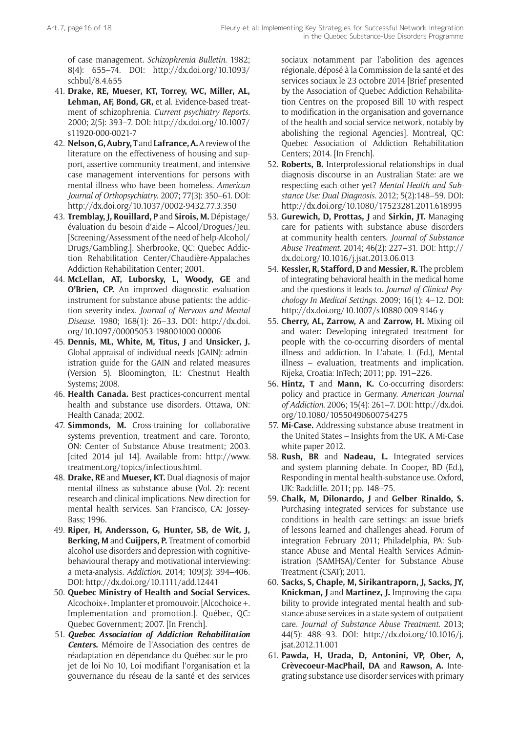of case management. *Schizophrenia Bulletin*. 1982; 8(4): 655–74. DOI: http://dx.doi.org/10.1093/schbul/8.4.655

41. **Drake, RE, Mueser, KT, Torrey, WC, Miller, AL, Lehman, AF, Bond, GR,** et al. Evidence-based treatment of schizophrenia. *Current psychiatry Reports*. 2000; 2(5): 393–7. DOI: http://dx.doi.org/10.1007/s11920-000-0021-7
42. **Nelson, G, Aubry, T** and **Lafrance, A.** A review of the literature on the effectiveness of housing and support, assertive community treatment, and intensive case management interventions for persons with mental illness who have been homeless. *American Journal of Orthopsychiatry*. 2007; 77(3): 350–61. DOI: http://dx.doi.org/10.1037/0002-9432.77.3.350
43. **Tremblay, J, Rouillard, P** and **Sirois, M.** Dépistage/évaluation du besoin d'aide – Alcool/Drogues/Jeu. [Screening/Assessment of the need of help-Alcohol/Drugs/Gambling.]. Sherbrooke, QC: Quebec Addiction Rehabilitation Center/Chaudière-Appalaches Addiction Rehabilitation Center; 2001.
44. **McLellan, AT, Luborsky, L, Woody, GE** and **O'Brien, CP.** An improved diagnostic evaluation instrument for substance abuse patients: the addiction severity index. *Journal of Nervous and Mental Disease*. 1980; 168(1): 26–33. DOI: http://dx.doi.org/10.1097/00005053-198001000-00006
45. **Dennis, ML, White, M, Titus, J** and **Unsicker, J.** Global appraisal of individual needs (GAIN): administration guide for the GAIN and related measures (Version 5). Bloomington, IL: Chestnut Health Systems; 2008.
46. **Health Canada.** Best practices-concurrent mental health and substance use disorders. Ottawa, ON: Health Canada; 2002.
47. **Simmonds, M.** Cross-training for collaborative systems prevention, treatment and care. Toronto, ON: Center of Substance Abuse treatment; 2003. [cited 2014 jul 14]. Available from: http://www.treatment.org/topics/infectious.html.
48. **Drake, RE** and **Mueser, KT.** Dual diagnosis of major mental illness as substance abuse (Vol. 2): recent research and clinical implications. New direction for mental health services. San Francisco, CA: Jossey-Bass; 1996.
49. **Riper, H, Andersson, G, Hunter, SB, de Wit, J, Berking, M** and **Cuijpers, P.** Treatment of comorbid alcohol use disorders and depression with cognitive-behavioural therapy and motivational interviewing: a meta-analysis. *Addiction*. 2014; 109(3): 394–406. DOI: http://dx.doi.org/10.1111/add.12441
50. **Quebec Ministry of Health and Social Services.** Alcochoix+. Implanter et promouvoir. [Alcochoice+. Implementation and promotion.]. Québec, QC: Quebec Government; 2007. [In French].
51. ***Quebec Association of Addiction Rehabilitation Centers.*** Mémoire de l'Association des centres de réadaptation en dépendance du Québec sur le projet de loi No 10, Loi modifiant l'organisation et la gouvernance du réseau de la santé et des services sociaux notamment par l'abolition des agences régionale, déposé à la Commission de la santé et des services sociaux le 23 octobre 2014 [Brief presented by the Association of Quebec Addiction Rehabilitation Centres on the proposed Bill 10 with respect to modification in the organisation and governance of the health and social service network, notably by abolishing the regional Agencies]. Montreal, QC: Quebec Association of Addiction Rehabilitation Centers; 2014. [In French].
52. **Roberts, B.** Interprofessional relationships in dual diagnosis discourse in an Australian State: are we respecting each other yet? *Mental Health and Substance Use: Dual Diagnosis*. 2012; 5(2):148–59. DOI: http://dx.doi.org/10.1080/17523281.2011.618995
53. **Gurewich, D, Prottas, J** and **Sirkin, JT.** Managing care for patients with substance abuse disorders at community health centers. *Journal of Substance Abuse Treatment*. 2014; 46(2): 227–31. DOI: http://dx.doi.org/10.1016/j.jsat.2013.06.013
54. **Kessler, R, Stafford, D** and **Messier, R.** The problem of integrating behavioral health in the medical home and the questions it leads to. *Journal of Clinical Psychology In Medical Settings*. 2009; 16(1): 4–12. DOI: http://dx.doi.org/10.1007/s10880-009-9146-y
55. **Cherry, AL, Zarrow, A** and **Zarrow, H.** Mixing oil and water: Developing integrated treatment for people with the co-occurring disorders of mental illness and addiction. In L'abate, L (Ed.), Mental illness – evaluation, treatments and implication. Rijeka, Croatia: InTech; 2011; pp. 191–226.
56. **Hintz, T** and **Mann, K.** Co-occurring disorders: policy and practice in Germany. *American Journal of Addiction*. 2006; 15(4): 261–7. DOI: http://dx.doi.org/10.1080/10550490600754275
57. **Mi-Case.** Addressing substance abuse treatment in the United States – Insights from the UK. A Mi-Case white paper 2012.
58. **Rush, BR** and **Nadeau, L.** Integrated services and system planning debate. In Cooper, BD (Ed.), Responding in mental health-substance use. Oxford, UK: Radcliffe. 2011; pp. 148–75.
59. **Chalk, M, Dilonardo, J** and **Gelber Rinaldo, S.** Purchasing integrated services for substance use conditions in health care settings: an issue briefs of lessons learned and challenges ahead. Forum of integration February 2011; Philadelphia, PA: Substance Abuse and Mental Health Services Administration (SAMHSA)/Center for Substance Abuse Treatment (CSAT); 2011.
60. **Sacks, S, Chaple, M, Sirikantraporn, J, Sacks, JY, Knickman, J** and **Martinez, J.** Improving the capability to provide integrated mental health and substance abuse services in a state system of outpatient care. *Journal of Substance Abuse Treatment*. 2013; 44(5): 488–93. DOI: http://dx.doi.org/10.1016/j.jsat.2012.11.001
61. **Pawda, H, Urada, D, Antonini, VP, Ober, A, Crèvecoeur-MacPhail, DA** and **Rawson, A.** Integrating substance use disorder services with primary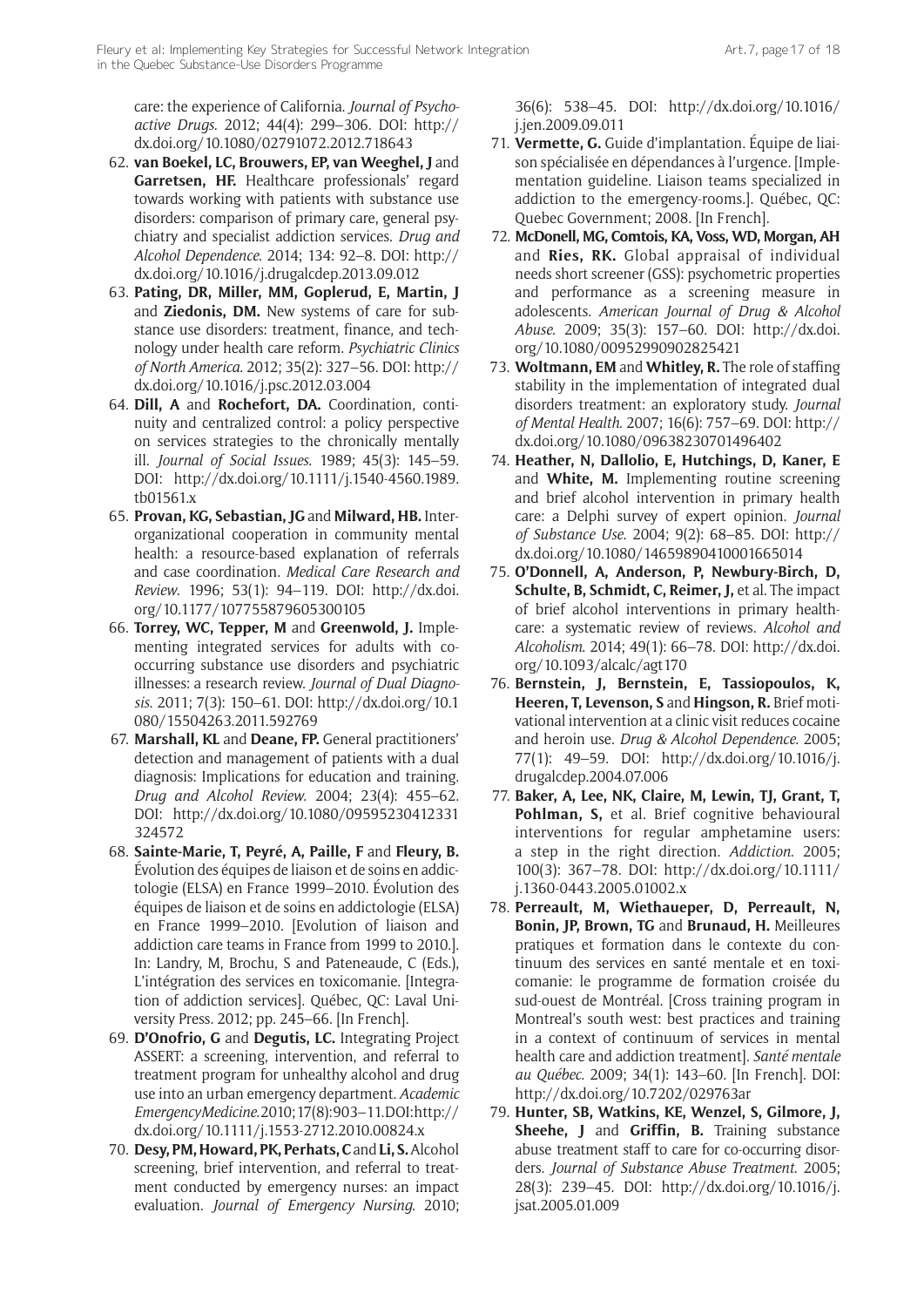care: the experience of California. *Journal of Psychoactive Drugs*. 2012; 44(4): 299–306. DOI: http://dx.doi.org/10.1080/02791072.2012.718643

62. **van Boekel, LC, Brouwers, EP, van Weeghel, J** and **Garretsen, HF.** Healthcare professionals' regard towards working with patients with substance use disorders: comparison of primary care, general psychiatry and specialist addiction services. *Drug and Alcohol Dependence*. 2014; 134: 92–8. DOI: http://dx.doi.org/10.1016/j.drugalcdep.2013.09.012
63. **Pating, DR, Miller, MM, Goplerud, E, Martin, J** and **Ziedonis, DM.** New systems of care for substance use disorders: treatment, finance, and technology under health care reform. *Psychiatric Clinics of North America*. 2012; 35(2): 327–56. DOI: http://dx.doi.org/10.1016/j.psc.2012.03.004
64. **Dill, A** and **Rochefort, DA.** Coordination, continuity and centralized control: a policy perspective on services strategies to the chronically mentally ill. *Journal of Social Issues*. 1989; 45(3): 145–59. DOI: http://dx.doi.org/10.1111/j.1540-4560.1989.tb01561.x
65. **Provan, KG, Sebastian, JG** and **Milward, HB.** Interorganizational cooperation in community mental health: a resource-based explanation of referrals and case coordination. *Medical Care Research and Review*. 1996; 53(1): 94–119. DOI: http://dx.doi.org/10.1177/107755879605300105
66. **Torrey, WC, Tepper, M** and **Greenwold, J.** Implementing integrated services for adults with co-occurring substance use disorders and psychiatric illnesses: a research review. *Journal of Dual Diagnosis*. 2011; 7(3): 150–61. DOI: http://dx.doi.org/10.1080/15504263.2011.592769
67. **Marshall, KL** and **Deane, FP.** General practitioners' detection and management of patients with a dual diagnosis: Implications for education and training. *Drug and Alcohol Review*. 2004; 23(4): 455–62. DOI: http://dx.doi.org/10.1080/09595230412331324572
68. **Sainte-Marie, T, Peyré, A, Paille, F** and **Fleury, B.** Évolution des équipes de liaison et de soins en addictologie (ELSA) en France 1999–2010. Évolution des équipes de liaison et de soins en addictologie (ELSA) en France 1999–2010. [Evolution of liaison and addiction care teams in France from 1999 to 2010.]. In: Landry, M, Brochu, S and Pateneaude, C (Eds.), L'intégration des services en toxicomanie. [Integration of addiction services]. Québec, QC: Laval University Press. 2012; pp. 245–66. [In French].
69. **D'Onofrio, G** and **Degutis, LC.** Integrating Project ASSERT: a screening, intervention, and referral to treatment program for unhealthy alcohol and drug use into an urban emergency department. *Academic Emergency Medicine*. 2010; 17(8): 903–11. DOI: http://dx.doi.org/10.1111/j.1553-2712.2010.00824.x
70. **Desy, PM, Howard, PK, Perhats, C** and **Li, S.** Alcohol screening, brief intervention, and referral to treatment conducted by emergency nurses: an impact evaluation. *Journal of Emergency Nursing*. 2010; 36(6): 538–45. DOI: http://dx.doi.org/10.1016/j.jen.2009.09.011
71. **Vermette, G.** Guide d'implantation. Équipe de liaison spécialisée en dépendances à l'urgence. [Implementation guideline. Liaison teams specialized in addiction to the emergency-rooms.]. Québec, QC: Quebec Government; 2008. [In French].
72. **McDonell, MG, Comtois, KA, Voss, WD, Morgan, AH** and **Ries, RK.** Global appraisal of individual needs short screener (GSS): psychometric properties and performance as a screening measure in adolescents. *American Journal of Drug & Alcohol Abuse*. 2009; 35(3): 157–60. DOI: http://dx.doi.org/10.1080/00952990902825421
73. **Woltmann, EM** and **Whitley, R.** The role of staffing stability in the implementation of integrated dual disorders treatment: an exploratory study. *Journal of Mental Health*. 2007; 16(6): 757–69. DOI: http://dx.doi.org/10.1080/09638230701496402
74. **Heather, N, Dallolio, E, Hutchings, D, Kaner, E** and **White, M.** Implementing routine screening and brief alcohol intervention in primary health care: a Delphi survey of expert opinion. *Journal of Substance Use*. 2004; 9(2): 68–85. DOI: http://dx.doi.org/10.1080/14659890410001665014
75. **O'Donnell, A, Anderson, P, Newbury-Birch, D, Schulte, B, Schmidt, C, Reimer, J,** et al. The impact of brief alcohol interventions in primary healthcare: a systematic review of reviews. *Alcohol and Alcoholism*. 2014; 49(1): 66–78. DOI: http://dx.doi.org/10.1093/alcalc/agt170
76. **Bernstein, J, Bernstein, E, Tassiopoulos, K, Heeren, T, Levenson, S** and **Hingson, R.** Brief motivational intervention at a clinic visit reduces cocaine and heroin use. *Drug & Alcohol Dependence*. 2005; 77(1): 49–59. DOI: http://dx.doi.org/10.1016/j.drugalcdep.2004.07.006
77. **Baker, A, Lee, NK, Claire, M, Lewin, TJ, Grant, T, Pohlman, S,** et al. Brief cognitive behavioural interventions for regular amphetamine users: a step in the right direction. *Addiction*. 2005; 100(3): 367–78. DOI: http://dx.doi.org/10.1111/j.1360-0443.2005.01002.x
78. **Perreault, M, Wiethaueper, D, Perreault, N, Bonin, JP, Brown, TG** and **Brunaud, H.** Meilleures pratiques et formation dans le contexte du continuum des services en santé mentale et en toxicomanie: le programme de formation croisée du sud-ouest de Montréal. [Cross training program in Montreal's south west: best practices and training in a context of continuum of services in mental health care and addiction treatment]. *Santé mentale au Québec*. 2009; 34(1): 143–60. [In French]. DOI: http://dx.doi.org/10.7202/029763ar
79. **Hunter, SB, Watkins, KE, Wenzel, S, Gilmore, J, Sheehe, J** and **Griffin, B.** Training substance abuse treatment staff to care for co-occurring disorders. *Journal of Substance Abuse Treatment*. 2005; 28(3): 239–45. DOI: http://dx.doi.org/10.1016/j.jsat.2005.01.009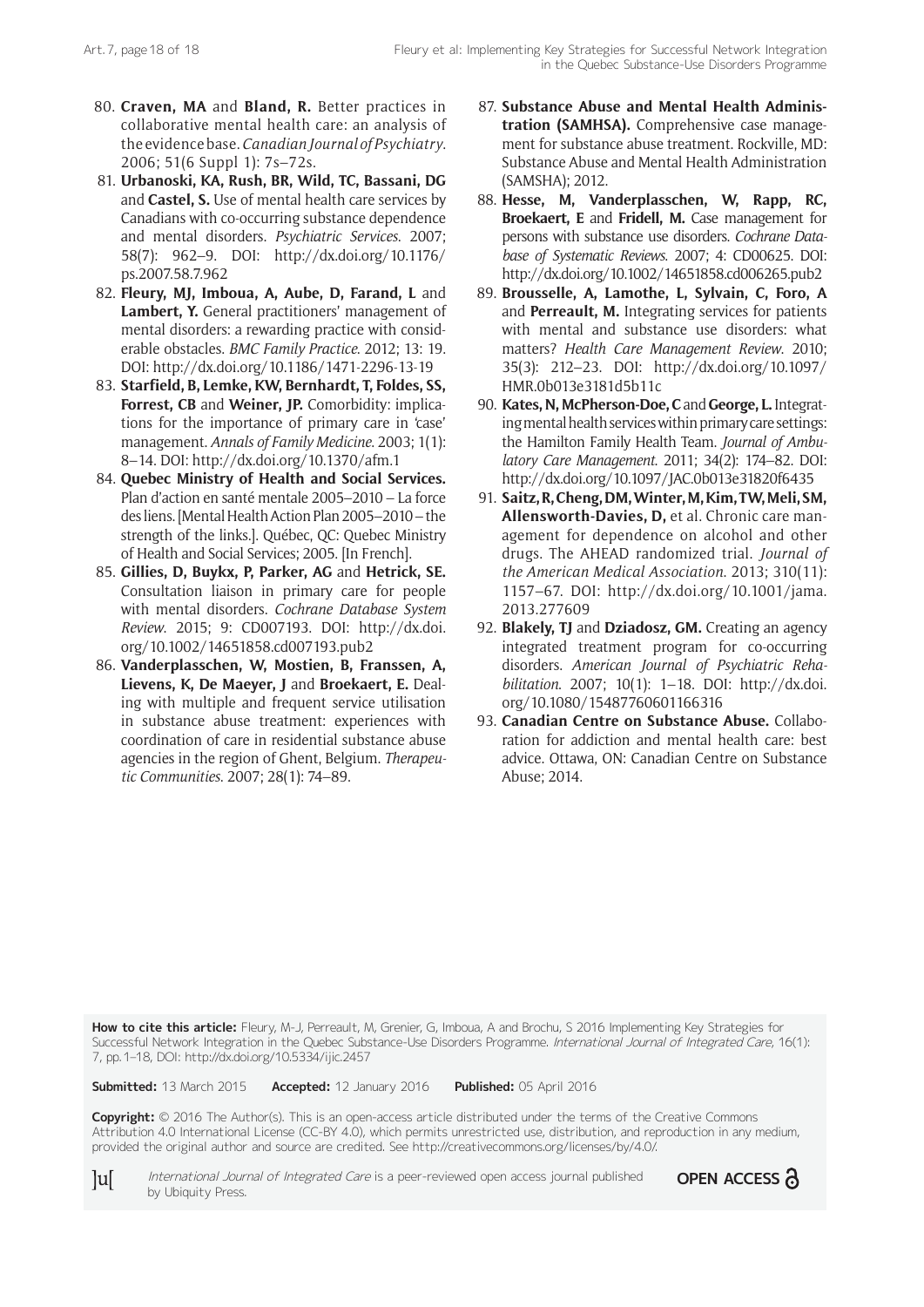80. **Craven, MA** and **Bland, R.** Better practices in collaborative mental health care: an analysis of the evidence base. *Canadian Journal of Psychiatry*. 2006; 51(6 Suppl 1): 7s–72s.
81. **Urbanoski, KA, Rush, BR, Wild, TC, Bassani, DG** and **Castel, S.** Use of mental health care services by Canadians with co-occurring substance dependence and mental disorders. *Psychiatric Services*. 2007; 58(7): 962–9. DOI: http://dx.doi.org/10.1176/ps.2007.58.7.962
82. **Fleury, MJ, Imboua, A, Aube, D, Farand, L** and **Lambert, Y.** General practitioners' management of mental disorders: a rewarding practice with considerable obstacles. *BMC Family Practice*. 2012; 13: 19. DOI: http://dx.doi.org/10.1186/1471-2296-13-19
83. **Starfield, B, Lemke, KW, Bernhardt, T, Foldes, SS, Forrest, CB** and **Weiner, JP.** Comorbidity: implications for the importance of primary care in 'case' management. *Annals of Family Medicine*. 2003; 1(1): 8–14. DOI: http://dx.doi.org/10.1370/afm.1
84. **Quebec Ministry of Health and Social Services.** Plan d'action en santé mentale 2005–2010 – La force des liens. [Mental Health Action Plan 2005–2010 – the strength of the links.]. Québec, QC: Quebec Ministry of Health and Social Services; 2005. [In French].
85. **Gillies, D, Buykx, P, Parker, AG** and **Hetrick, SE.** Consultation liaison in primary care for people with mental disorders. *Cochrane Database System Review*. 2015; 9: CD007193. DOI: http://dx.doi.org/10.1002/14651858.cd007193.pub2
86. **Vanderplasschen, W, Mostien, B, Franssen, A, Lievens, K, De Maeyer, J** and **Broekaert, E.** Dealing with multiple and frequent service utilisation in substance abuse treatment: experiences with coordination of care in residential substance abuse agencies in the region of Ghent, Belgium. *Therapeutic Communities*. 2007; 28(1): 74–89.
87. **Substance Abuse and Mental Health Administration (SAMHSA).** Comprehensive case management for substance abuse treatment. Rockville, MD: Substance Abuse and Mental Health Administration (SAMSHA); 2012.
88. **Hesse, M, Vanderplasschen, W, Rapp, RC, Broekaert, E** and **Fridell, M.** Case management for persons with substance use disorders. *Cochrane Database of Systematic Reviews*. 2007; 4: CD00625. DOI: http://dx.doi.org/10.1002/14651858.cd006265.pub2
89. **Brousselle, A, Lamothe, L, Sylvain, C, Foro, A** and **Perreault, M.** Integrating services for patients with mental and substance use disorders: what matters? *Health Care Management Review*. 2010; 35(3): 212–23. DOI: http://dx.doi.org/10.1097/HMR.0b013e3181d5b11c
90. **Kates, N, McPherson-Doe, C** and **George, L.** Integrating mental health services within primary care settings: the Hamilton Family Health Team. *Journal of Ambulatory Care Management*. 2011; 34(2): 174–82. DOI: http://dx.doi.org/10.1097/JAC.0b013e31820f6435
91. **Saitz, R, Cheng, DM, Winter, M, Kim, TW, Meli, SM, Allensworth-Davies, D,** et al. Chronic care management for dependence on alcohol and other drugs. The AHEAD randomized trial. *Journal of the American Medical Association*. 2013; 310(11): 1157–67. DOI: http://dx.doi.org/10.1001/jama.2013.277609
92. **Blakely, TJ** and **Dziadosz, GM.** Creating an agency integrated treatment program for co-occurring disorders. *American Journal of Psychiatric Rehabilitation*. 2007; 10(1): 1–18. DOI: http://dx.doi.org/10.1080/15487760601166316
93. **Canadian Centre on Substance Abuse.** Collaboration for addiction and mental health care: best advice. Ottawa, ON: Canadian Centre on Substance Abuse; 2014.

**How to cite this article:** Fleury, M-J, Perreault, M, Grenier, G, Imboua, A and Brochu, S 2016 Implementing Key Strategies for Successful Network Integration in the Quebec Substance-Use Disorders Programme. *International Journal of Integrated Care*, 16(1): 7, pp. 1–18, DOI: http://dx.doi.org/10.5334/ijic.2457

**Submitted:** 13 March 2015 **Accepted:** 12 January 2016 **Published:** 05 April 2016

**Copyright:** © 2016 The Author(s). This is an open-access article distributed under the terms of the Creative Commons Attribution 4.0 International License (CC-BY 4.0), which permits unrestricted use, distribution, and reproduction in any medium, provided the original author and source are credited. See http://creativecommons.org/licenses/by/4.0/.

*International Journal of Integrated Care* is a peer-reviewed open access journal published by Ubiquity Press.

OPEN ACCESS